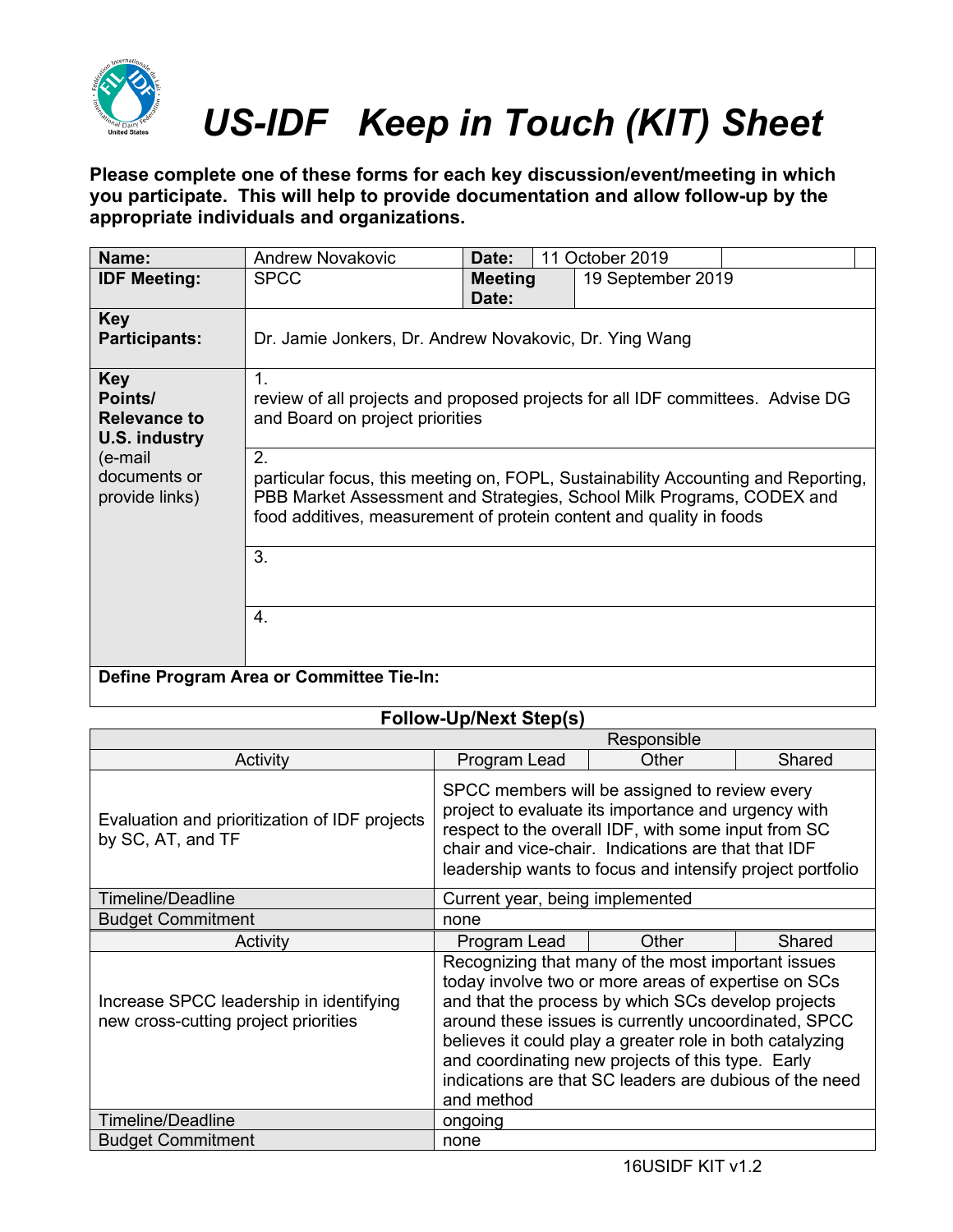# *US-IDF Keep in Touch (KIT) Sheet*

**Please complete one of these forms for each key discussion/event/meeting in which you participate. This will help to provide documentation and allow follow-up by the appropriate individuals and organizations.**

| **Name:** | Andrew Novakovic | **Date:** | 11 October 2019 |
|---|---|---|---|
| **IDF Meeting:** | SPCC | **Meeting Date:** | 19 September 2019 |
| **Key Participants:** | Dr. Jamie Jonkers, Dr. Andrew Novakovic, Dr. Ying Wang | | |
| **Key Points/ Relevance to U.S. industry** (e-mail documents or provide links) | 1. review of all projects and proposed projects for all IDF committees. Advise DG and Board on project priorities | | |
| | 2. particular focus, this meeting on, FOPL, Sustainability Accounting and Reporting, PBB Market Assessment and Strategies, School Milk Programs, CODEX and food additives, measurement of protein content and quality in foods | | |
| | 3. | | |
| | 4. | | |
| **Define Program Area or Committee Tie-In:** | | | |

**Follow-Up/Next Step(s)**

| Activity | Responsible | | |
|---|---|---|---|
| | Program Lead | Other | Shared |
| Evaluation and prioritization of IDF projects by SC, AT, and TF | SPCC members will be assigned to review every project to evaluate its importance and urgency with respect to the overall IDF, with some input from SC chair and vice-chair. Indications are that that IDF leadership wants to focus and intensify project portfolio | | |
| Timeline/Deadline | Current year, being implemented | | |
| Budget Commitment | none | | |
| Activity | Program Lead | Other | Shared |
| Increase SPCC leadership in identifying new cross-cutting project priorities | Recognizing that many of the most important issues today involve two or more areas of expertise on SCs and that the process by which SCs develop projects around these issues is currently uncoordinated, SPCC believes it could play a greater role in both catalyzing and coordinating new projects of this type. Early indications are that SC leaders are dubious of the need and method | | |
| Timeline/Deadline | ongoing | | |
| Budget Commitment | none | | |

16USIDF KIT v1.2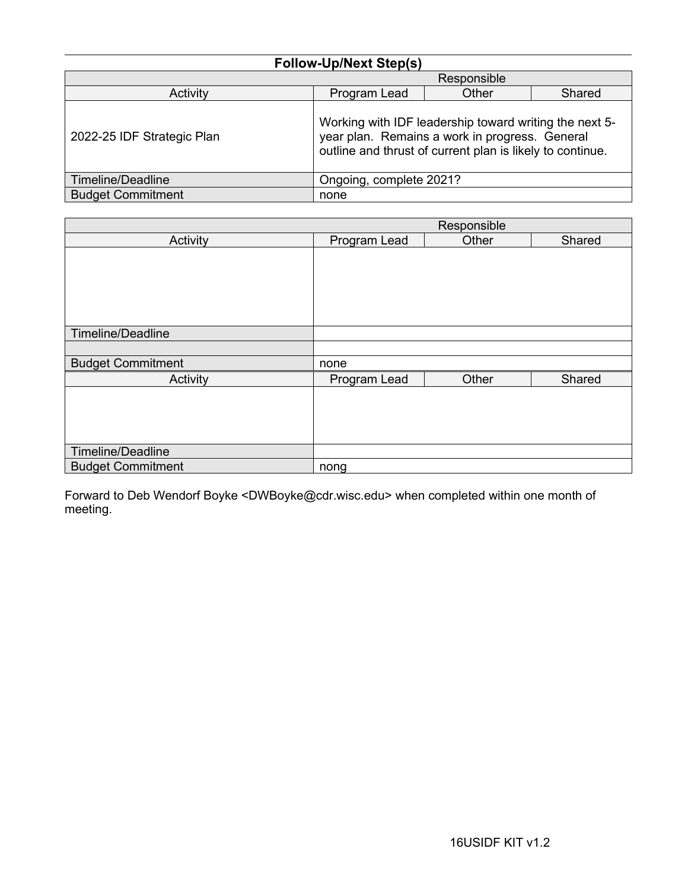## Follow-Up/Next Step(s)

| | Responsible | | |
|---|---|---|---|
| Activity | Program Lead | Other | Shared |
| 2022-25 IDF Strategic Plan | Working with IDF leadership toward writing the next 5-year plan. Remains a work in progress. General outline and thrust of current plan is likely to continue. | | |
| Timeline/Deadline | Ongoing, complete 2021? | | |
| Budget Commitment | none | | |

| | Responsible | | |
|---|---|---|---|
| Activity | Program Lead | Other | Shared |
| | | | |
| Timeline/Deadline | | | |
| | | | |
| Budget Commitment | none | | |
| Activity | Program Lead | Other | Shared |
| | | | |
| Timeline/Deadline | | | |
| Budget Commitment | nong | | |

Forward to Deb Wendorf Boyke <DWBoyke@cdr.wisc.edu> when completed within one month of meeting.

16USIDF KIT v1.2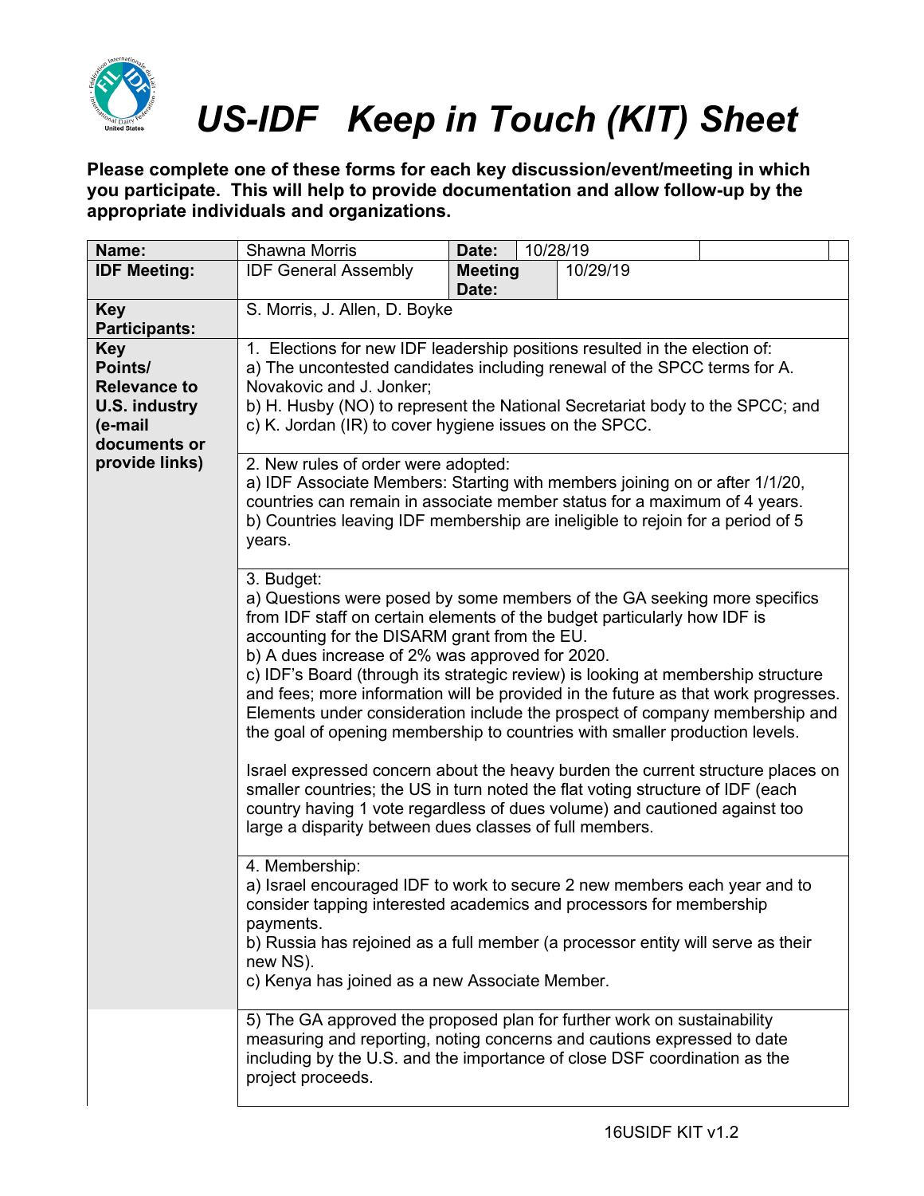# *US-IDF Keep in Touch (KIT) Sheet*

**Please complete one of these forms for each key discussion/event/meeting in which you participate. This will help to provide documentation and allow follow-up by the appropriate individuals and organizations.**

| **Name:** | Shawna Morris | **Date:** | 10/28/19 |
|---|---|---|---|
| **IDF Meeting:** | IDF General Assembly | **Meeting Date:** | 10/29/19 |
| **Key Participants:** | S. Morris, J. Allen, D. Boyke | | |
| **Key Points/ Relevance to U.S. industry (e-mail documents or provide links)** | 1. Elections for new IDF leadership positions resulted in the election of:<br>a) The uncontested candidates including renewal of the SPCC terms for A. Novakovic and J. Jonker;<br>b) H. Husby (NO) to represent the National Secretariat body to the SPCC; and<br>c) K. Jordan (IR) to cover hygiene issues on the SPCC. | | |
| | 2. New rules of order were adopted:<br>a) IDF Associate Members: Starting with members joining on or after 1/1/20, countries can remain in associate member status for a maximum of 4 years.<br>b) Countries leaving IDF membership are ineligible to rejoin for a period of 5 years. | | |
| | 3. Budget:<br>a) Questions were posed by some members of the GA seeking more specifics from IDF staff on certain elements of the budget particularly how IDF is accounting for the DISARM grant from the EU.<br>b) A dues increase of 2% was approved for 2020.<br>c) IDF's Board (through its strategic review) is looking at membership structure and fees; more information will be provided in the future as that work progresses. Elements under consideration include the prospect of company membership and the goal of opening membership to countries with smaller production levels.<br><br>Israel expressed concern about the heavy burden the current structure places on smaller countries; the US in turn noted the flat voting structure of IDF (each country having 1 vote regardless of dues volume) and cautioned against too large a disparity between dues classes of full members. | | |
| | 4. Membership:<br>a) Israel encouraged IDF to work to secure 2 new members each year and to consider tapping interested academics and processors for membership payments.<br>b) Russia has rejoined as a full member (a processor entity will serve as their new NS).<br>c) Kenya has joined as a new Associate Member. | | |
| | 5) The GA approved the proposed plan for further work on sustainability measuring and reporting, noting concerns and cautions expressed to date including by the U.S. and the importance of close DSF coordination as the project proceeds. | | |

16USIDF KIT v1.2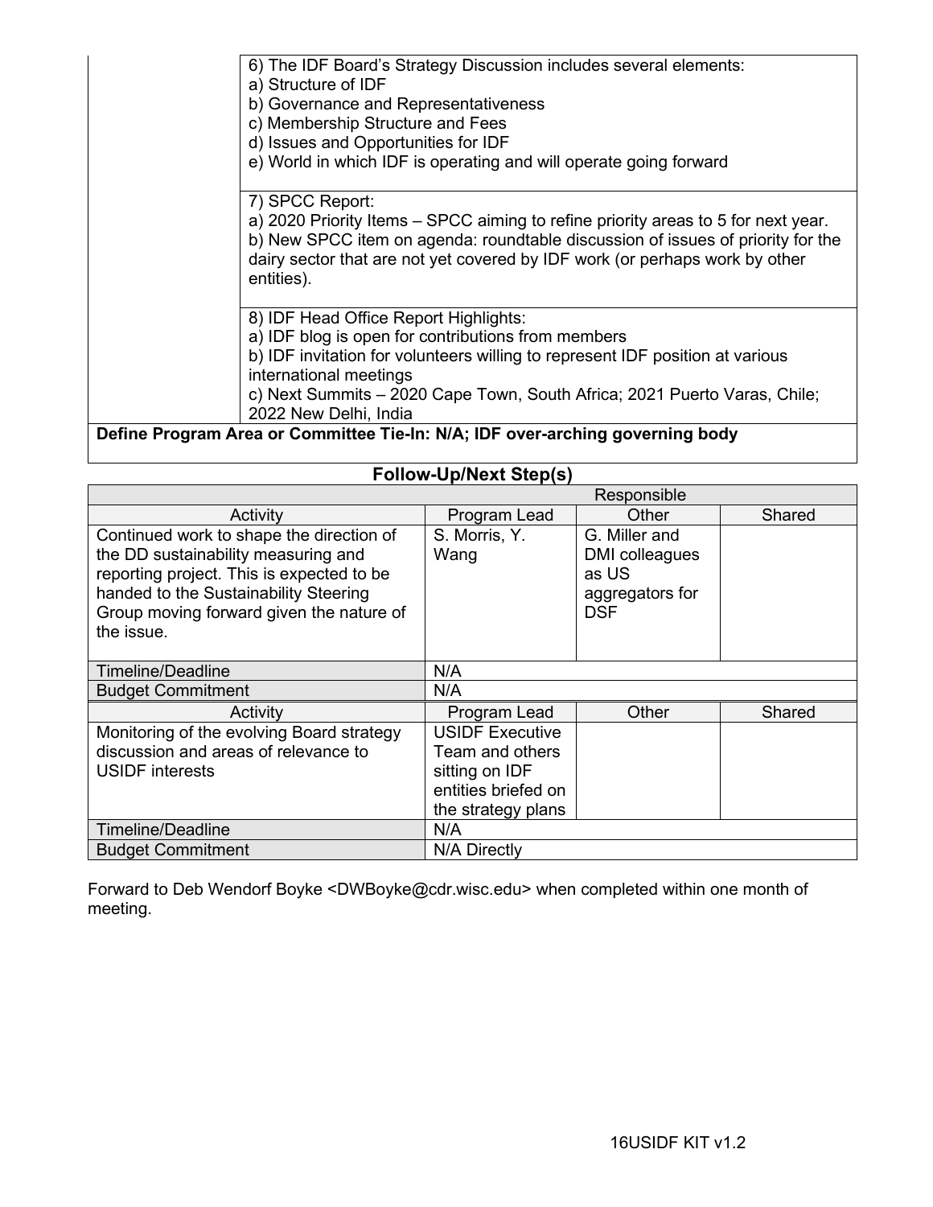| | |
|---|---|
| | 6) The IDF Board's Strategy Discussion includes several elements:<br>a) Structure of IDF<br>b) Governance and Representativeness<br>c) Membership Structure and Fees<br>d) Issues and Opportunities for IDF<br>e) World in which IDF is operating and will operate going forward |
| | 7) SPCC Report:<br>a) 2020 Priority Items – SPCC aiming to refine priority areas to 5 for next year.<br>b) New SPCC item on agenda: roundtable discussion of issues of priority for the dairy sector that are not yet covered by IDF work (or perhaps work by other entities). |
| | 8) IDF Head Office Report Highlights:<br>a) IDF blog is open for contributions from members<br>b) IDF invitation for volunteers willing to represent IDF position at various international meetings<br>c) Next Summits – 2020 Cape Town, South Africa; 2021 Puerto Varas, Chile; 2022 New Delhi, India |

**Define Program Area or Committee Tie-In: N/A; IDF over-arching governing body**

## Follow-Up/Next Step(s)

| | Responsible | | |
|---|---|---|---|
| Activity | Program Lead | Other | Shared |
| Continued work to shape the direction of the DD sustainability measuring and reporting project. This is expected to be handed to the Sustainability Steering Group moving forward given the nature of the issue. | S. Morris, Y. Wang | G. Miller and DMI colleagues as US aggregators for DSF | |
| Timeline/Deadline | N/A | | |
| Budget Commitment | N/A | | |
| Activity | Program Lead | Other | Shared |
| Monitoring of the evolving Board strategy discussion and areas of relevance to USIDF interests | USIDF Executive Team and others sitting on IDF entities briefed on the strategy plans | | |
| Timeline/Deadline | N/A | | |
| Budget Commitment | N/A Directly | | |

Forward to Deb Wendorf Boyke <DWBoyke@cdr.wisc.edu> when completed within one month of meeting.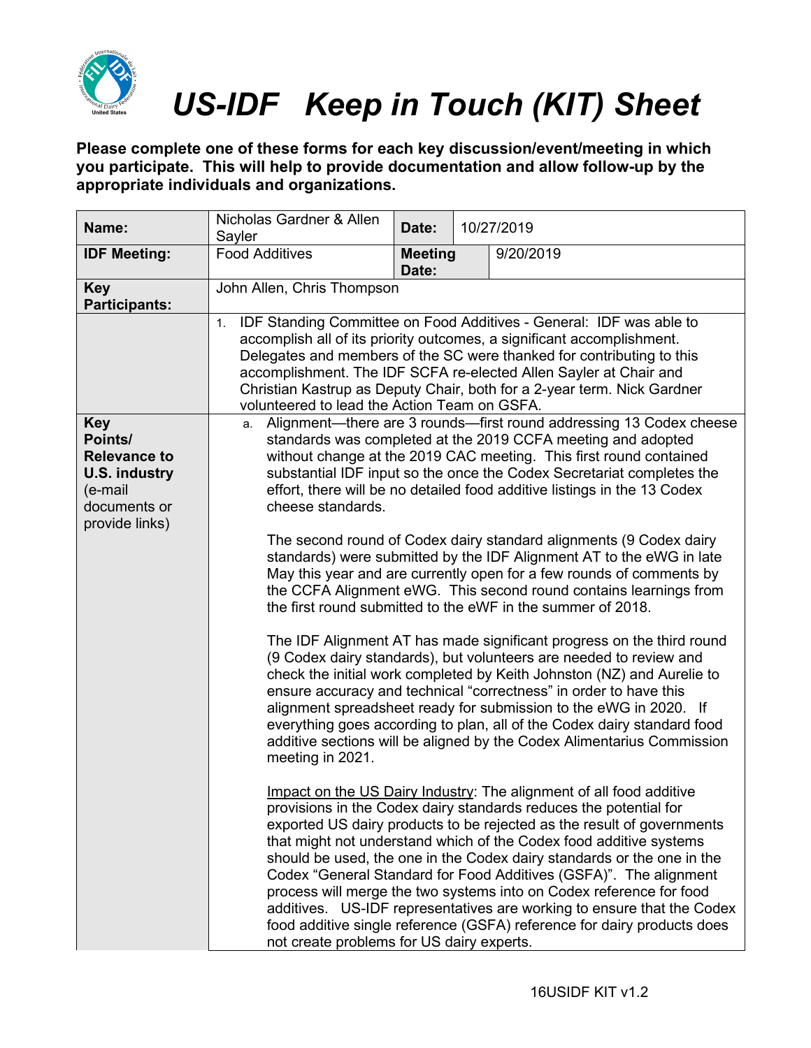# US-IDF Keep in Touch (KIT) Sheet

**Please complete one of these forms for each key discussion/event/meeting in which you participate. This will help to provide documentation and allow follow-up by the appropriate individuals and organizations.**

| **Name:** | Nicholas Gardner & Allen Sayler | **Date:** | 10/27/2019 |
|---|---|---|---|
| **IDF Meeting:** | Food Additives | **Meeting Date:** | 9/20/2019 |
| **Key Participants:** | John Allen, Chris Thompson | | |
| | 1. IDF Standing Committee on Food Additives - General: IDF was able to accomplish all of its priority outcomes, a significant accomplishment. Delegates and members of the SC were thanked for contributing to this accomplishment. The IDF SCFA re-elected Allen Sayler at Chair and Christian Kastrup as Deputy Chair, both for a 2-year term. Nick Gardner volunteered to lead the Action Team on GSFA. | | |
| **Key Points/ Relevance to U.S. industry** (e-mail documents or provide links) | a. Alignment—there are 3 rounds—first round addressing 13 Codex cheese standards was completed at the 2019 CCFA meeting and adopted without change at the 2019 CAC meeting. This first round contained substantial IDF input so the once the Codex Secretariat completes the effort, there will be no detailed food additive listings in the 13 Codex cheese standards.<br><br>The second round of Codex dairy standard alignments (9 Codex dairy standards) were submitted by the IDF Alignment AT to the eWG in late May this year and are currently open for a few rounds of comments by the CCFA Alignment eWG. This second round contains learnings from the first round submitted to the eWF in the summer of 2018.<br><br>The IDF Alignment AT has made significant progress on the third round (9 Codex dairy standards), but volunteers are needed to review and check the initial work completed by Keith Johnston (NZ) and Aurelie to ensure accuracy and technical "correctness" in order to have this alignment spreadsheet ready for submission to the eWG in 2020. If everything goes according to plan, all of the Codex dairy standard food additive sections will be aligned by the Codex Alimentarius Commission meeting in 2021.<br><br><u>Impact on the US Dairy Industry</u>: The alignment of all food additive provisions in the Codex dairy standards reduces the potential for exported US dairy products to be rejected as the result of governments that might not understand which of the Codex food additive systems should be used, the one in the Codex dairy standards or the one in the Codex "General Standard for Food Additives (GSFA)". The alignment process will merge the two systems into on Codex reference for food additives. US-IDF representatives are working to ensure that the Codex food additive single reference (GSFA) reference for dairy products does not create problems for US dairy experts. | | |

16USIDF KIT v1.2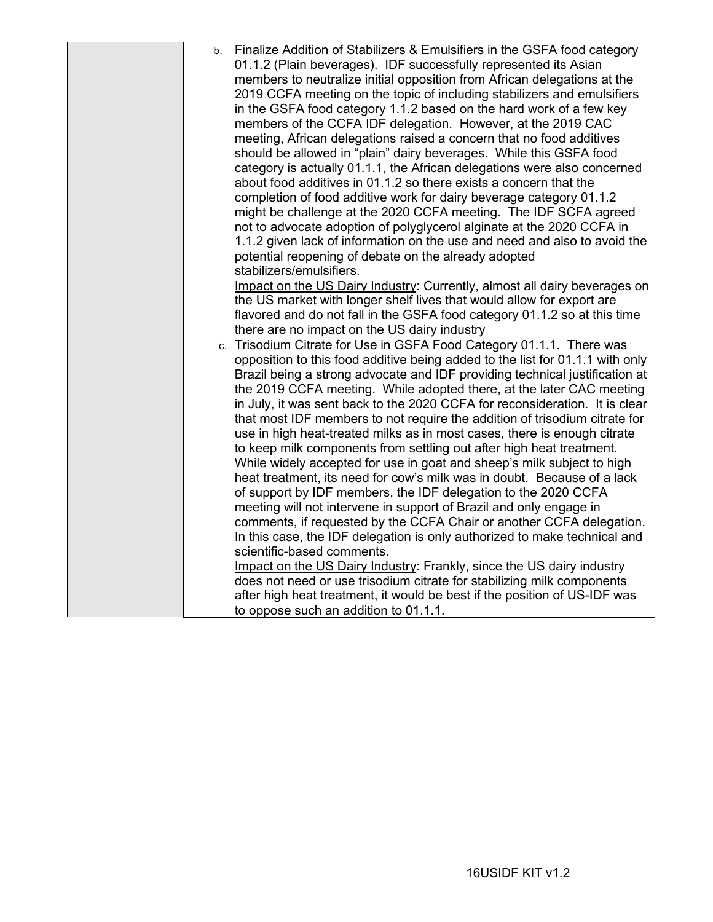| | |
|---|---|
| | b. Finalize Addition of Stabilizers & Emulsifiers in the GSFA food category 01.1.2 (Plain beverages). IDF successfully represented its Asian members to neutralize initial opposition from African delegations at the 2019 CCFA meeting on the topic of including stabilizers and emulsifiers in the GSFA food category 1.1.2 based on the hard work of a few key members of the CCFA IDF delegation. However, at the 2019 CAC meeting, African delegations raised a concern that no food additives should be allowed in "plain" dairy beverages. While this GSFA food category is actually 01.1.1, the African delegations were also concerned about food additives in 01.1.2 so there exists a concern that the completion of food additive work for dairy beverage category 01.1.2 might be challenge at the 2020 CCFA meeting. The IDF SCFA agreed not to advocate adoption of polyglycerol alginate at the 2020 CCFA in 1.1.2 given lack of information on the use and need and also to avoid the potential reopening of debate on the already adopted stabilizers/emulsifiers.<br>Impact on the US Dairy Industry: Currently, almost all dairy beverages on the US market with longer shelf lives that would allow for export are flavored and do not fall in the GSFA food category 01.1.2 so at this time there are no impact on the US dairy industry |
| | c. Trisodium Citrate for Use in GSFA Food Category 01.1.1. There was opposition to this food additive being added to the list for 01.1.1 with only Brazil being a strong advocate and IDF providing technical justification at the 2019 CCFA meeting. While adopted there, at the later CAC meeting in July, it was sent back to the 2020 CCFA for reconsideration. It is clear that most IDF members to not require the addition of trisodium citrate for use in high heat-treated milks as in most cases, there is enough citrate to keep milk components from settling out after high heat treatment. While widely accepted for use in goat and sheep's milk subject to high heat treatment, its need for cow's milk was in doubt. Because of a lack of support by IDF members, the IDF delegation to the 2020 CCFA meeting will not intervene in support of Brazil and only engage in comments, if requested by the CCFA Chair or another CCFA delegation. In this case, the IDF delegation is only authorized to make technical and scientific-based comments.<br>Impact on the US Dairy Industry: Frankly, since the US dairy industry does not need or use trisodium citrate for stabilizing milk components after high heat treatment, it would be best if the position of US-IDF was to oppose such an addition to 01.1.1. |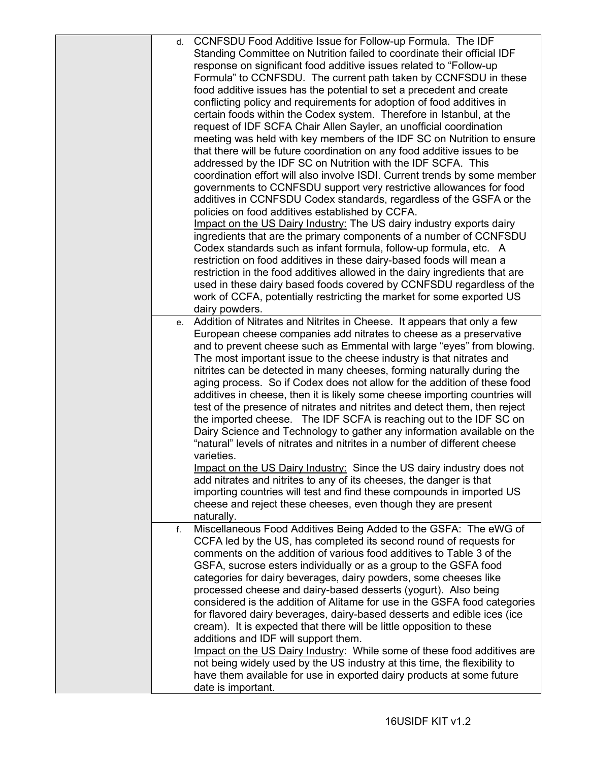d. CCNFSDU Food Additive Issue for Follow-up Formula. The IDF Standing Committee on Nutrition failed to coordinate their official IDF response on significant food additive issues related to "Follow-up Formula" to CCNFSDU. The current path taken by CCNFSDU in these food additive issues has the potential to set a precedent and create conflicting policy and requirements for adoption of food additives in certain foods within the Codex system. Therefore in Istanbul, at the request of IDF SCFA Chair Allen Sayler, an unofficial coordination meeting was held with key members of the IDF SC on Nutrition to ensure that there will be future coordination on any food additive issues to be addressed by the IDF SC on Nutrition with the IDF SCFA. This coordination effort will also involve ISDI. Current trends by some member governments to CCNFSDU support very restrictive allowances for food additives in CCNFSDU Codex standards, regardless of the GSFA or the policies on food additives established by CCFA.
<u>Impact on the US Dairy Industry:</u> The US dairy industry exports dairy ingredients that are the primary components of a number of CCNFSDU Codex standards such as infant formula, follow-up formula, etc. A restriction on food additives in these dairy-based foods will mean a restriction in the food additives allowed in the dairy ingredients that are used in these dairy based foods covered by CCNFSDU regardless of the work of CCFA, potentially restricting the market for some exported US dairy powders.

e. Addition of Nitrates and Nitrites in Cheese. It appears that only a few European cheese companies add nitrates to cheese as a preservative and to prevent cheese such as Emmental with large "eyes" from blowing. The most important issue to the cheese industry is that nitrates and nitrites can be detected in many cheeses, forming naturally during the aging process. So if Codex does not allow for the addition of these food additives in cheese, then it is likely some cheese importing countries will test of the presence of nitrates and nitrites and detect them, then reject the imported cheese. The IDF SCFA is reaching out to the IDF SC on Dairy Science and Technology to gather any information available on the "natural" levels of nitrates and nitrites in a number of different cheese varieties.
<u>Impact on the US Dairy Industry:</u> Since the US dairy industry does not add nitrates and nitrites to any of its cheeses, the danger is that importing countries will test and find these compounds in imported US cheese and reject these cheeses, even though they are present naturally.

f. Miscellaneous Food Additives Being Added to the GSFA: The eWG of CCFA led by the US, has completed its second round of requests for comments on the addition of various food additives to Table 3 of the GSFA, sucrose esters individually or as a group to the GSFA food categories for dairy beverages, dairy powders, some cheeses like processed cheese and dairy-based desserts (yogurt). Also being considered is the addition of Alitame for use in the GSFA food categories for flavored dairy beverages, dairy-based desserts and edible ices (ice cream). It is expected that there will be little opposition to these additions and IDF will support them.
<u>Impact on the US Dairy Industry</u>: While some of these food additives are not being widely used by the US industry at this time, the flexibility to have them available for use in exported dairy products at some future date is important.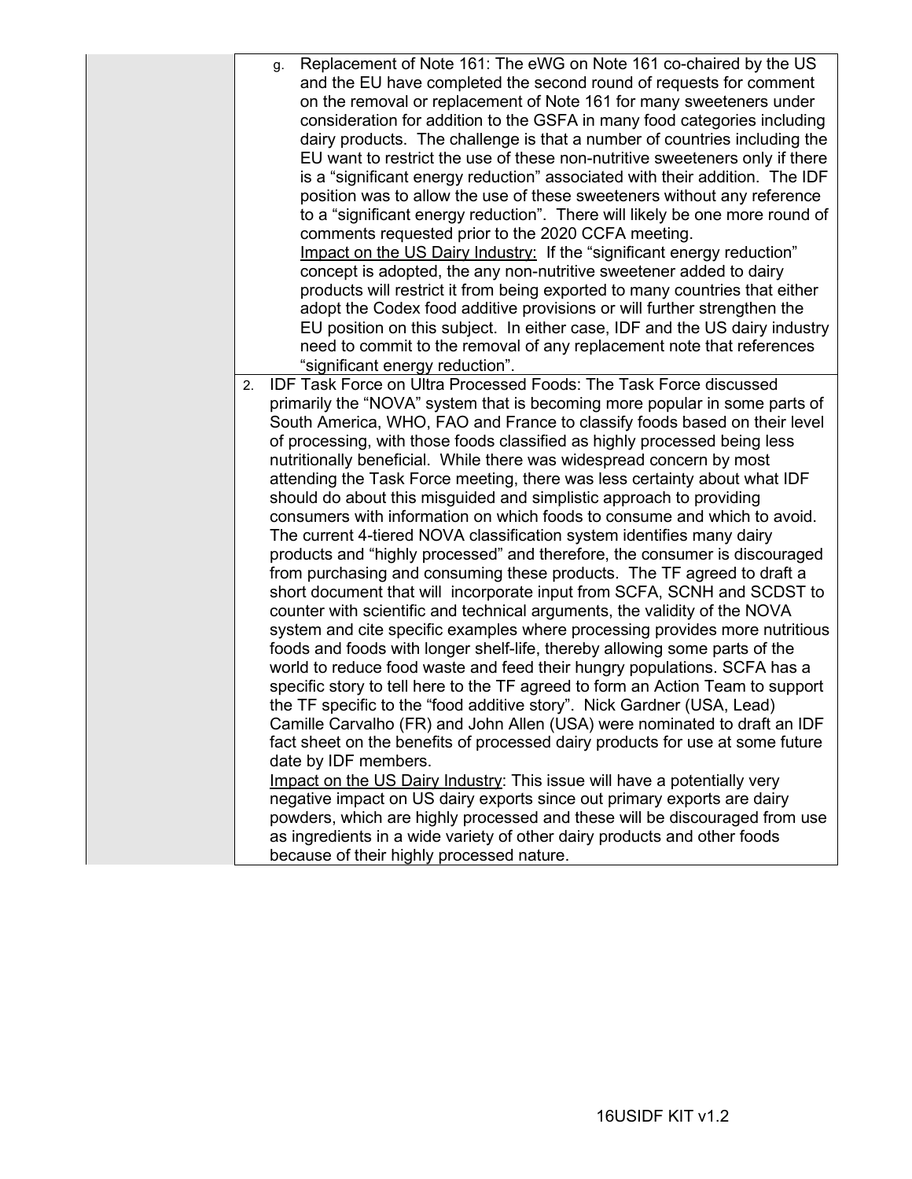g. Replacement of Note 161: The eWG on Note 161 co-chaired by the US and the EU have completed the second round of requests for comment on the removal or replacement of Note 161 for many sweeteners under consideration for addition to the GSFA in many food categories including dairy products. The challenge is that a number of countries including the EU want to restrict the use of these non-nutritive sweeteners only if there is a "significant energy reduction" associated with their addition. The IDF position was to allow the use of these sweeteners without any reference to a "significant energy reduction". There will likely be one more round of comments requested prior to the 2020 CCFA meeting.

   Impact on the US Dairy Industry: If the "significant energy reduction" concept is adopted, the any non-nutritive sweetener added to dairy products will restrict it from being exported to many countries that either adopt the Codex food additive provisions or will further strengthen the EU position on this subject. In either case, IDF and the US dairy industry need to commit to the removal of any replacement note that references "significant energy reduction".

2. IDF Task Force on Ultra Processed Foods: The Task Force discussed primarily the "NOVA" system that is becoming more popular in some parts of South America, WHO, FAO and France to classify foods based on their level of processing, with those foods classified as highly processed being less nutritionally beneficial. While there was widespread concern by most attending the Task Force meeting, there was less certainty about what IDF should do about this misguided and simplistic approach to providing consumers with information on which foods to consume and which to avoid. The current 4-tiered NOVA classification system identifies many dairy products and "highly processed" and therefore, the consumer is discouraged from purchasing and consuming these products. The TF agreed to draft a short document that will incorporate input from SCFA, SCNH and SCDST to counter with scientific and technical arguments, the validity of the NOVA system and cite specific examples where processing provides more nutritious foods and foods with longer shelf-life, thereby allowing some parts of the world to reduce food waste and feed their hungry populations. SCFA has a specific story to tell here to the TF agreed to form an Action Team to support the TF specific to the "food additive story". Nick Gardner (USA, Lead) Camille Carvalho (FR) and John Allen (USA) were nominated to draft an IDF fact sheet on the benefits of processed dairy products for use at some future date by IDF members.

   Impact on the US Dairy Industry: This issue will have a potentially very negative impact on US dairy exports since out primary exports are dairy powders, which are highly processed and these will be discouraged from use as ingredients in a wide variety of other dairy products and other foods because of their highly processed nature.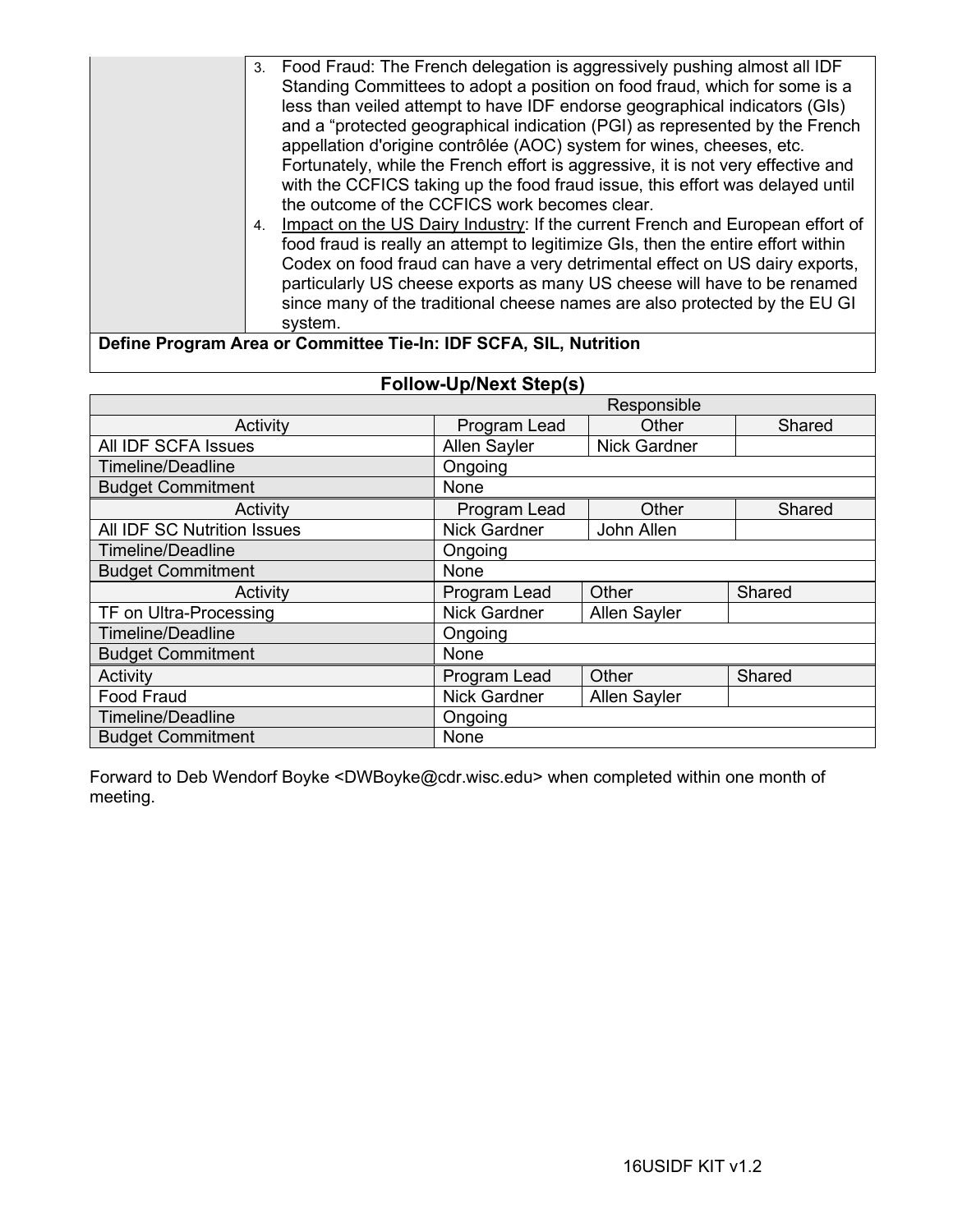| | |
|---|---|
| | 3. Food Fraud: The French delegation is aggressively pushing almost all IDF Standing Committees to adopt a position on food fraud, which for some is a less than veiled attempt to have IDF endorse geographical indicators (GIs) and a "protected geographical indication (PGI) as represented by the French appellation d'origine contrôlée (AOC) system for wines, cheeses, etc. Fortunately, while the French effort is aggressive, it is not very effective and with the CCFICS taking up the food fraud issue, this effort was delayed until the outcome of the CCFICS work becomes clear.<br>4. Impact on the US Dairy Industry: If the current French and European effort of food fraud is really an attempt to legitimize GIs, then the entire effort within Codex on food fraud can have a very detrimental effect on US dairy exports, particularly US cheese exports as many US cheese will have to be renamed since many of the traditional cheese names are also protected by the EU GI system. |

**Define Program Area or Committee Tie-In: IDF SCFA, SIL, Nutrition**

## Follow-Up/Next Step(s)

| | Responsible | | |
|---|---|---|---|
| Activity | Program Lead | Other | Shared |
| All IDF SCFA Issues | Allen Sayler | Nick Gardner | |
| Timeline/Deadline | Ongoing | | |
| Budget Commitment | None | | |
| Activity | Program Lead | Other | Shared |
| All IDF SC Nutrition Issues | Nick Gardner | John Allen | |
| Timeline/Deadline | Ongoing | | |
| Budget Commitment | None | | |
| Activity | Program Lead | Other | Shared |
| TF on Ultra-Processing | Nick Gardner | Allen Sayler | |
| Timeline/Deadline | Ongoing | | |
| Budget Commitment | None | | |
| Activity | Program Lead | Other | Shared |
| Food Fraud | Nick Gardner | Allen Sayler | |
| Timeline/Deadline | Ongoing | | |
| Budget Commitment | None | | |

Forward to Deb Wendorf Boyke <DWBoyke@cdr.wisc.edu> when completed within one month of meeting.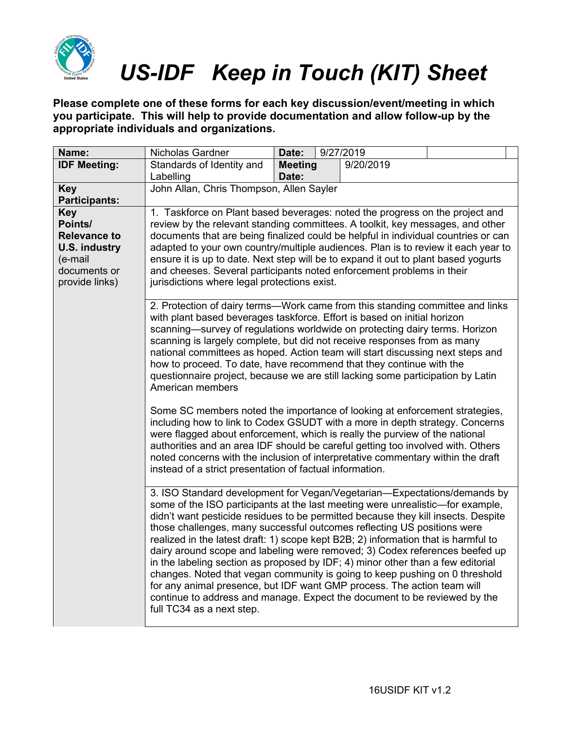# *US-IDF Keep in Touch (KIT) Sheet*

**Please complete one of these forms for each key discussion/event/meeting in which you participate. This will help to provide documentation and allow follow-up by the appropriate individuals and organizations.**

| **Name:** | Nicholas Gardner | **Date:** | 9/27/2019 |
|---|---|---|---|
| **IDF Meeting:** | Standards of Identity and Labelling | **Meeting Date:** | 9/20/2019 |
| **Key Participants:** | John Allan, Chris Thompson, Allen Sayler | | |
| **Key Points/ Relevance to U.S. industry** (e-mail documents or provide links) | 1. Taskforce on Plant based beverages: noted the progress on the project and review by the relevant standing committees. A toolkit, key messages, and other documents that are being finalized could be helpful in individual countries or can adapted to your own country/multiple audiences. Plan is to review it each year to ensure it is up to date. Next step will be to expand it out to plant based yogurts and cheeses. Several participants noted enforcement problems in their jurisdictions where legal protections exist. | | |
| | 2. Protection of dairy terms—Work came from this standing committee and links with plant based beverages taskforce. Effort is based on initial horizon scanning—survey of regulations worldwide on protecting dairy terms. Horizon scanning is largely complete, but did not receive responses from as many national committees as hoped. Action team will start discussing next steps and how to proceed. To date, have recommend that they continue with the questionnaire project, because we are still lacking some participation by Latin American members<br><br>Some SC members noted the importance of looking at enforcement strategies, including how to link to Codex GSUDT with a more in depth strategy. Concerns were flagged about enforcement, which is really the purview of the national authorities and an area IDF should be careful getting too involved with. Others noted concerns with the inclusion of interpretative commentary within the draft instead of a strict presentation of factual information. | | |
| | 3. ISO Standard development for Vegan/Vegetarian—Expectations/demands by some of the ISO participants at the last meeting were unrealistic—for example, didn't want pesticide residues to be permitted because they kill insects. Despite those challenges, many successful outcomes reflecting US positions were realized in the latest draft: 1) scope kept B2B; 2) information that is harmful to dairy around scope and labeling were removed; 3) Codex references beefed up in the labeling section as proposed by IDF; 4) minor other than a few editorial changes. Noted that vegan community is going to keep pushing on 0 threshold for any animal presence, but IDF want GMP process. The action team will continue to address and manage. Expect the document to be reviewed by the full TC34 as a next step. | | |

16USIDF KIT v1.2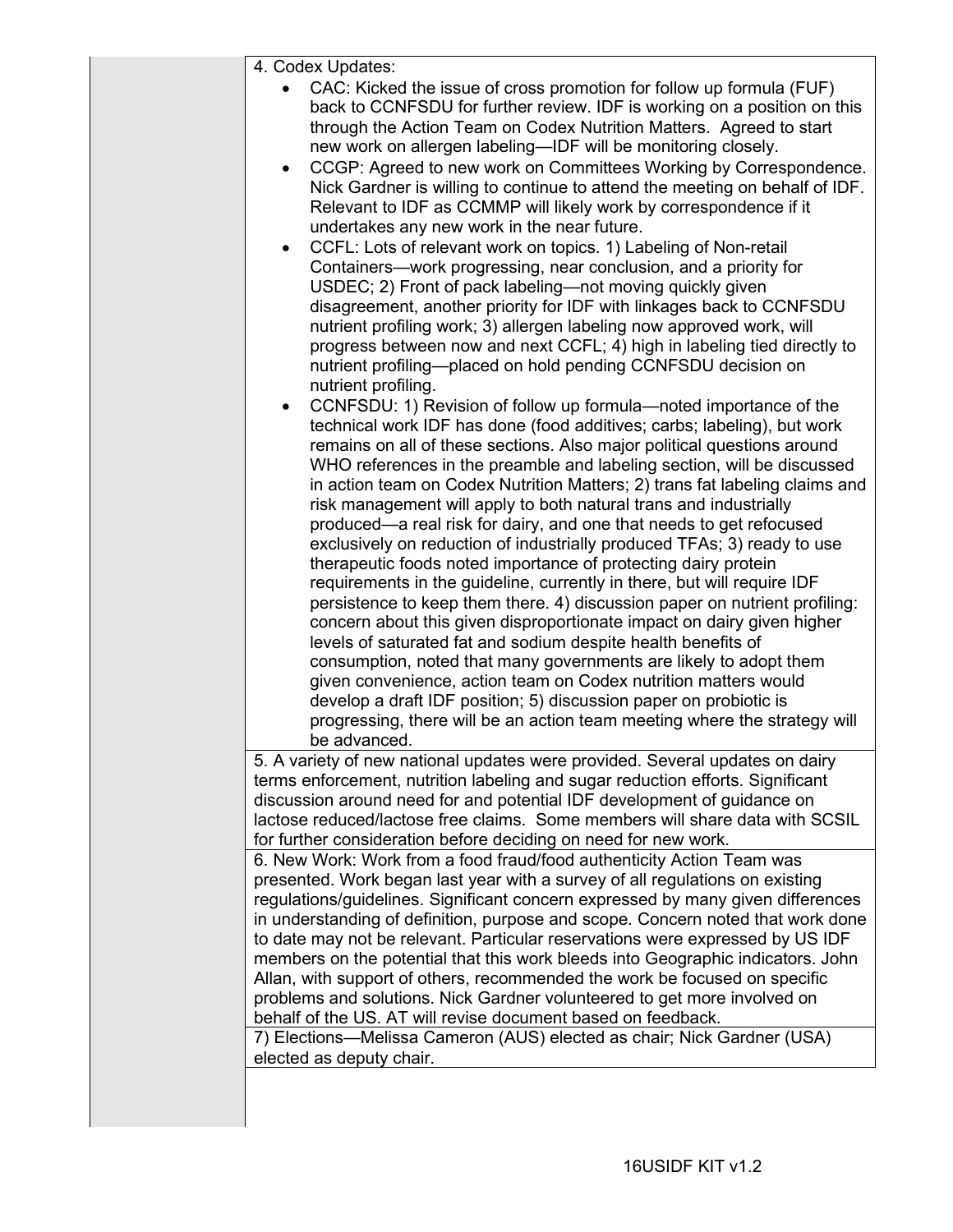4. Codex Updates:

- CAC: Kicked the issue of cross promotion for follow up formula (FUF) back to CCNFSDU for further review. IDF is working on a position on this through the Action Team on Codex Nutrition Matters. Agreed to start new work on allergen labeling—IDF will be monitoring closely.
- CCGP: Agreed to new work on Committees Working by Correspondence. Nick Gardner is willing to continue to attend the meeting on behalf of IDF. Relevant to IDF as CCMMP will likely work by correspondence if it undertakes any new work in the near future.
- CCFL: Lots of relevant work on topics. 1) Labeling of Non-retail Containers—work progressing, near conclusion, and a priority for USDEC; 2) Front of pack labeling—not moving quickly given disagreement, another priority for IDF with linkages back to CCNFSDU nutrient profiling work; 3) allergen labeling now approved work, will progress between now and next CCFL; 4) high in labeling tied directly to nutrient profiling—placed on hold pending CCNFSDU decision on nutrient profiling.
- CCNFSDU: 1) Revision of follow up formula—noted importance of the technical work IDF has done (food additives; carbs; labeling), but work remains on all of these sections. Also major political questions around WHO references in the preamble and labeling section, will be discussed in action team on Codex Nutrition Matters; 2) trans fat labeling claims and risk management will apply to both natural trans and industrially produced—a real risk for dairy, and one that needs to get refocused exclusively on reduction of industrially produced TFAs; 3) ready to use therapeutic foods noted importance of protecting dairy protein requirements in the guideline, currently in there, but will require IDF persistence to keep them there. 4) discussion paper on nutrient profiling: concern about this given disproportionate impact on dairy given higher levels of saturated fat and sodium despite health benefits of consumption, noted that many governments are likely to adopt them given convenience, action team on Codex nutrition matters would develop a draft IDF position; 5) discussion paper on probiotic is progressing, there will be an action team meeting where the strategy will be advanced.

5. A variety of new national updates were provided. Several updates on dairy terms enforcement, nutrition labeling and sugar reduction efforts. Significant discussion around need for and potential IDF development of guidance on lactose reduced/lactose free claims. Some members will share data with SCSIL for further consideration before deciding on need for new work.

6. New Work: Work from a food fraud/food authenticity Action Team was presented. Work began last year with a survey of all regulations on existing regulations/guidelines. Significant concern expressed by many given differences in understanding of definition, purpose and scope. Concern noted that work done to date may not be relevant. Particular reservations were expressed by US IDF members on the potential that this work bleeds into Geographic indicators. John Allan, with support of others, recommended the work be focused on specific problems and solutions. Nick Gardner volunteered to get more involved on behalf of the US. AT will revise document based on feedback.

7) Elections—Melissa Cameron (AUS) elected as chair; Nick Gardner (USA) elected as deputy chair.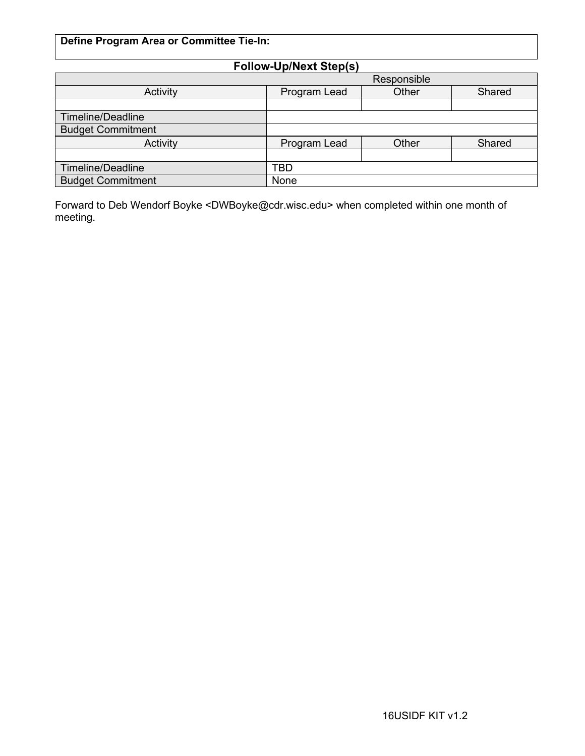| **Define Program Area or Committee Tie-In:** |
|---|

## Follow-Up/Next Step(s)

| | Responsible | | |
|---|---|---|---|
| Activity | Program Lead | Other | Shared |
| | | | |
| Timeline/Deadline | | | |
| Budget Commitment | | | |
| Activity | Program Lead | Other | Shared |
| | | | |
| Timeline/Deadline | TBD | | |
| Budget Commitment | None | | |

Forward to Deb Wendorf Boyke <DWBoyke@cdr.wisc.edu> when completed within one month of meeting.

16USIDF KIT v1.2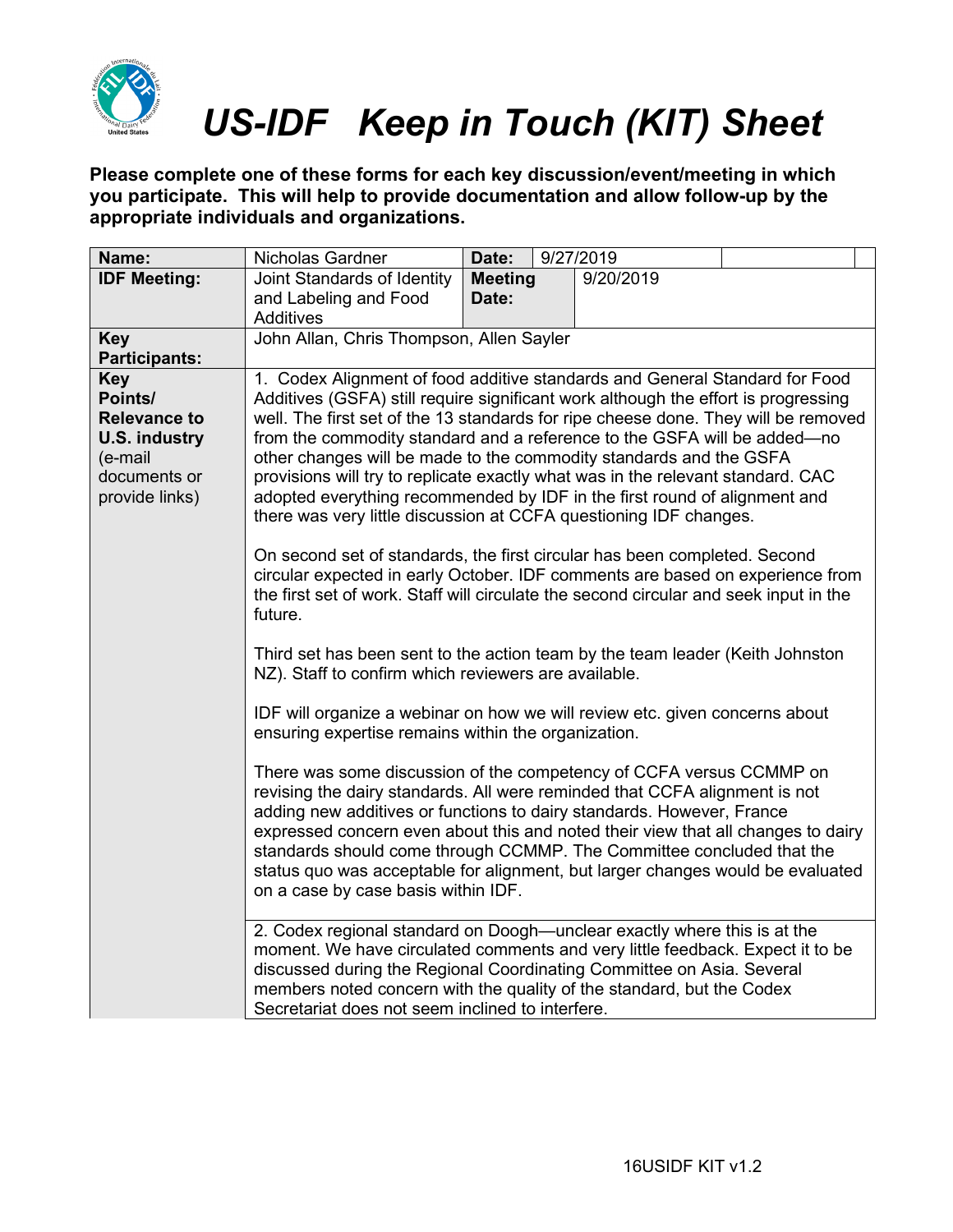# US-IDF Keep in Touch (KIT) Sheet

**Please complete one of these forms for each key discussion/event/meeting in which you participate. This will help to provide documentation and allow follow-up by the appropriate individuals and organizations.**

| **Name:** | Nicholas Gardner | **Date:** | 9/27/2019 |
|---|---|---|---|
| **IDF Meeting:** | Joint Standards of Identity and Labeling and Food Additives | **Meeting Date:** | 9/20/2019 |
| **Key Participants:** | John Allan, Chris Thompson, Allen Sayler | | |
| **Key Points/ Relevance to U.S. industry** (e-mail documents or provide links) | 1. Codex Alignment of food additive standards and General Standard for Food Additives (GSFA) still require significant work although the effort is progressing well. The first set of the 13 standards for ripe cheese done. They will be removed from the commodity standard and a reference to the GSFA will be added—no other changes will be made to the commodity standards and the GSFA provisions will try to replicate exactly what was in the relevant standard. CAC adopted everything recommended by IDF in the first round of alignment and there was very little discussion at CCFA questioning IDF changes.<br><br>On second set of standards, the first circular has been completed. Second circular expected in early October. IDF comments are based on experience from the first set of work. Staff will circulate the second circular and seek input in the future.<br><br>Third set has been sent to the action team by the team leader (Keith Johnston NZ). Staff to confirm which reviewers are available.<br><br>IDF will organize a webinar on how we will review etc. given concerns about ensuring expertise remains within the organization.<br><br>There was some discussion of the competency of CCFA versus CCMMP on revising the dairy standards. All were reminded that CCFA alignment is not adding new additives or functions to dairy standards. However, France expressed concern even about this and noted their view that all changes to dairy standards should come through CCMMP. The Committee concluded that the status quo was acceptable for alignment, but larger changes would be evaluated on a case by case basis within IDF. | | |
| | 2. Codex regional standard on Doogh—unclear exactly where this is at the moment. We have circulated comments and very little feedback. Expect it to be discussed during the Regional Coordinating Committee on Asia. Several members noted concern with the quality of the standard, but the Codex Secretariat does not seem inclined to interfere. | | |

16USIDF KIT v1.2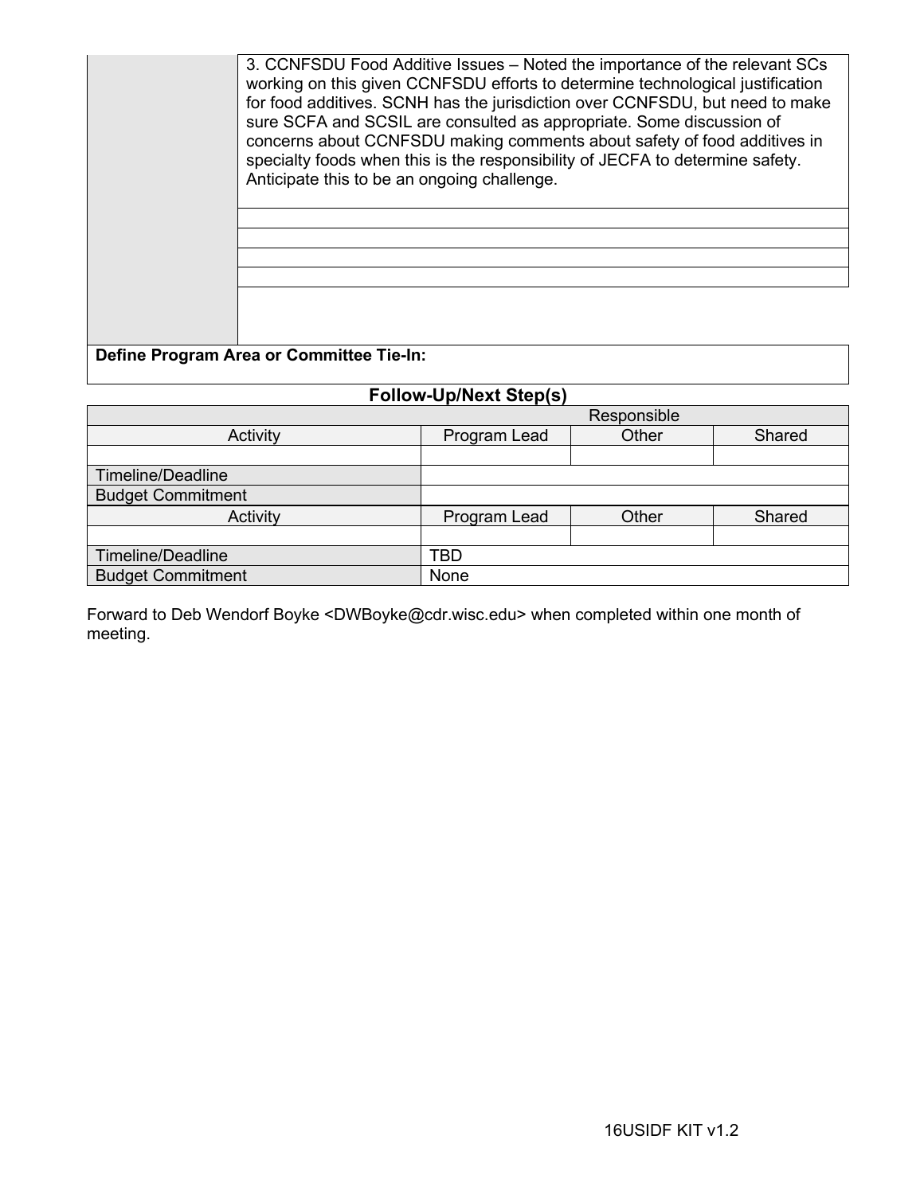| | |
|---|---|
| | 3. CCNFSDU Food Additive Issues – Noted the importance of the relevant SCs working on this given CCNFSDU efforts to determine technological justification for food additives. SCNH has the jurisdiction over CCNFSDU, but need to make sure SCFA and SCSIL are consulted as appropriate. Some discussion of concerns about CCNFSDU making comments about safety of food additives in specialty foods when this is the responsibility of JECFA to determine safety. Anticipate this to be an ongoing challenge. |
| | |
| | |
| | |
| | |
| | |

**Define Program Area or Committee Tie-In:**

## Follow-Up/Next Step(s)

| | Responsible | | |
|---|---|---|---|
| Activity | Program Lead | Other | Shared |
| | | | |
| Timeline/Deadline | | | |
| Budget Commitment | | | |
| Activity | Program Lead | Other | Shared |
| | | | |
| Timeline/Deadline | TBD | | |
| Budget Commitment | None | | |

Forward to Deb Wendorf Boyke <DWBoyke@cdr.wisc.edu> when completed within one month of meeting.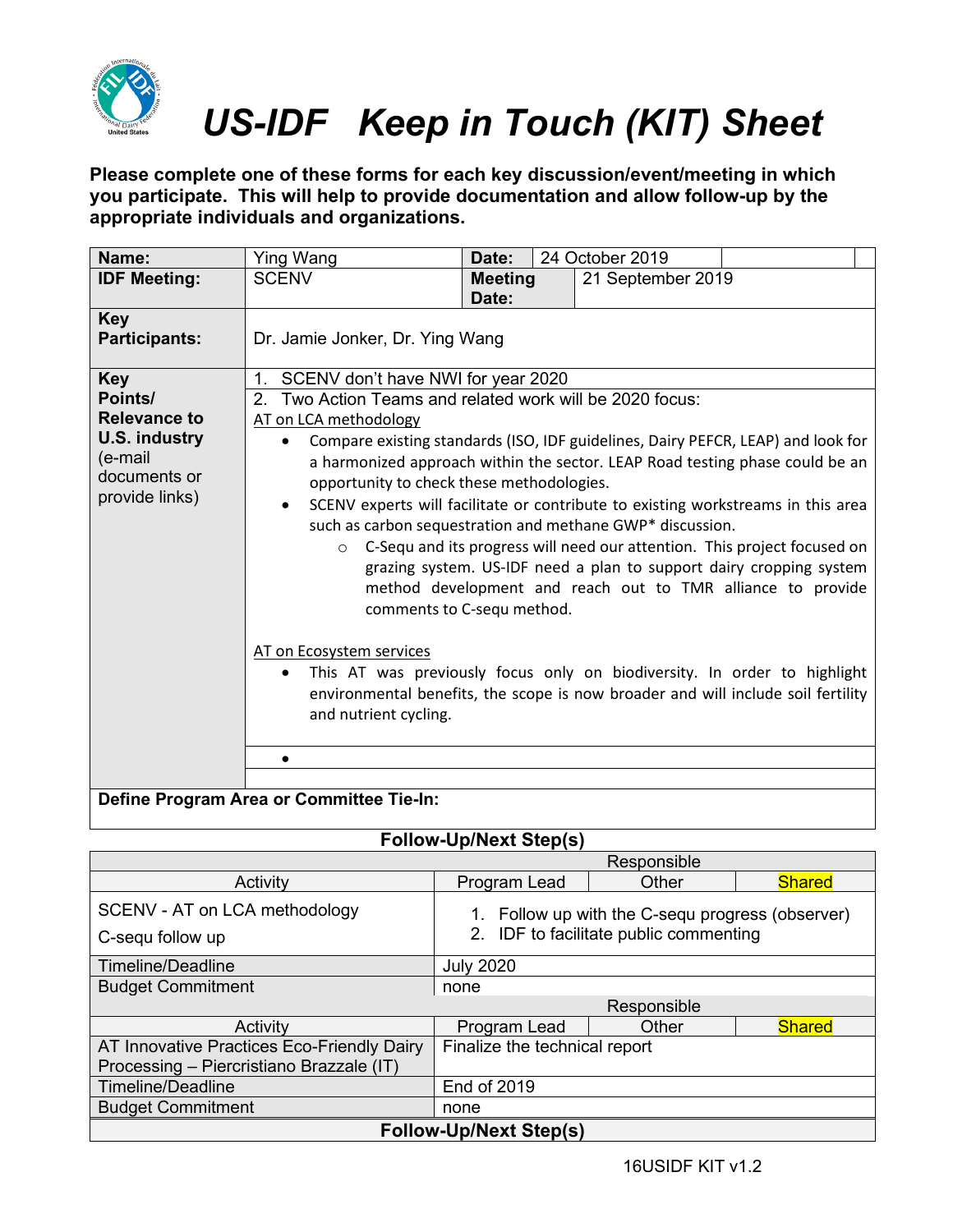# US-IDF Keep in Touch (KIT) Sheet

**Please complete one of these forms for each key discussion/event/meeting in which you participate. This will help to provide documentation and allow follow-up by the appropriate individuals and organizations.**

| **Name:** | Ying Wang | **Date:** | 24 October 2019 |
|---|---|---|---|
| **IDF Meeting:** | SCENV | **Meeting Date:** | 21 September 2019 |
| **Key Participants:** | Dr. Jamie Jonker, Dr. Ying Wang | | |

**Key Points/ Relevance to U.S. industry** (e-mail documents or provide links)

1. SCENV don't have NWI for year 2020
2. Two Action Teams and related work will be 2020 focus:

AT on LCA methodology

- Compare existing standards (ISO, IDF guidelines, Dairy PEFCR, LEAP) and look for a harmonized approach within the sector. LEAP Road testing phase could be an opportunity to check these methodologies.
- SCENV experts will facilitate or contribute to existing workstreams in this area such as carbon sequestration and methane GWP* discussion.
  - C-Sequ and its progress will need our attention. This project focused on grazing system. US-IDF need a plan to support dairy cropping system method development and reach out to TMR alliance to provide comments to C-sequ method.

AT on Ecosystem services

- This AT was previously focus only on biodiversity. In order to highlight environmental benefits, the scope is now broader and will include soil fertility and nutrient cycling.

**Define Program Area or Committee Tie-In:**

**Follow-Up/Next Step(s)**

| Activity | Responsible: Program Lead | Other | Shared |
|---|---|---|---|
| SCENV - AT on LCA methodology<br>C-sequ follow up | 1. Follow up with the C-sequ progress (observer)<br>2. IDF to facilitate public commenting | | |
| Timeline/Deadline | July 2020 | | |
| Budget Commitment | none | | |

| Activity | Responsible: Program Lead | Other | Shared |
|---|---|---|---|
| AT Innovative Practices Eco-Friendly Dairy Processing – Piercristiano Brazzale (IT) | Finalize the technical report | | |
| Timeline/Deadline | End of 2019 | | |
| Budget Commitment | none | | |

**Follow-Up/Next Step(s)**

16USIDF KIT v1.2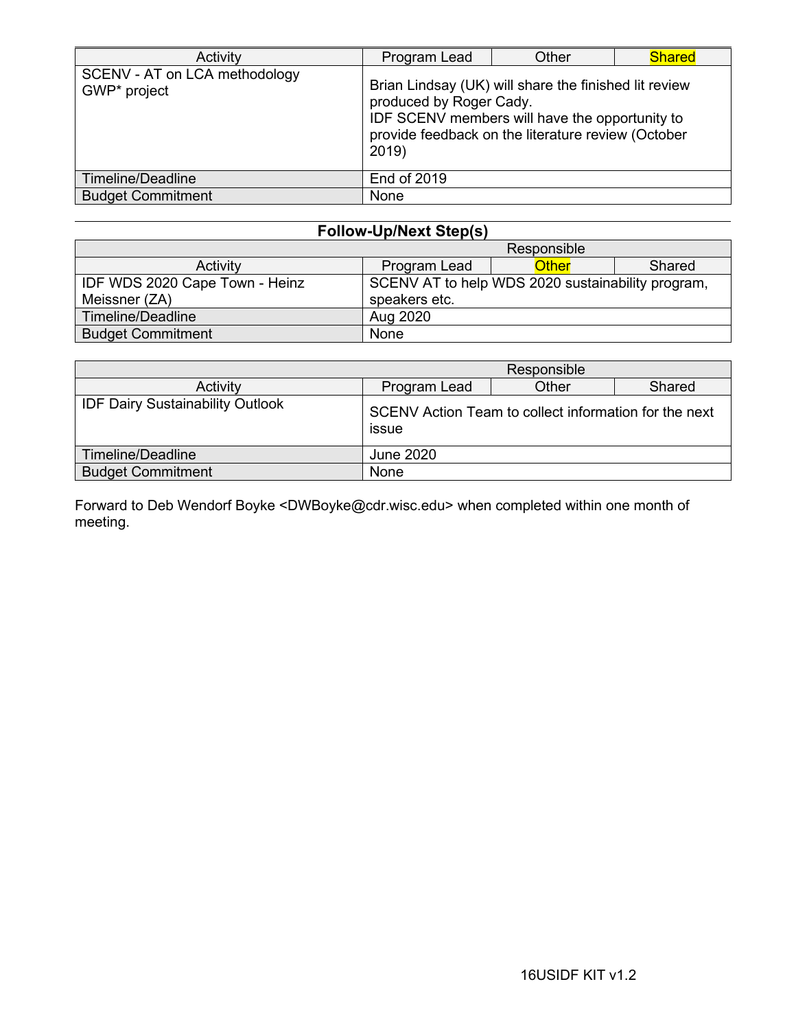| Activity | Program Lead | Other | Shared |
|---|---|---|---|
| SCENV - AT on LCA methodology GWP* project | Brian Lindsay (UK) will share the finished lit review produced by Roger Cady. IDF SCENV members will have the opportunity to provide feedback on the literature review (October 2019) | | |
| Timeline/Deadline | End of 2019 | | |
| Budget Commitment | None | | |

**Follow-Up/Next Step(s)**

| | Responsible | | |
|---|---|---|---|
| Activity | Program Lead | Other | Shared |
| IDF WDS 2020 Cape Town - Heinz Meissner (ZA) | SCENV AT to help WDS 2020 sustainability program, speakers etc. | | |
| Timeline/Deadline | Aug 2020 | | |
| Budget Commitment | None | | |

| | Responsible | | |
|---|---|---|---|
| Activity | Program Lead | Other | Shared |
| IDF Dairy Sustainability Outlook | SCENV Action Team to collect information for the next issue | | |
| Timeline/Deadline | June 2020 | | |
| Budget Commitment | None | | |

Forward to Deb Wendorf Boyke <DWBoyke@cdr.wisc.edu> when completed within one month of meeting.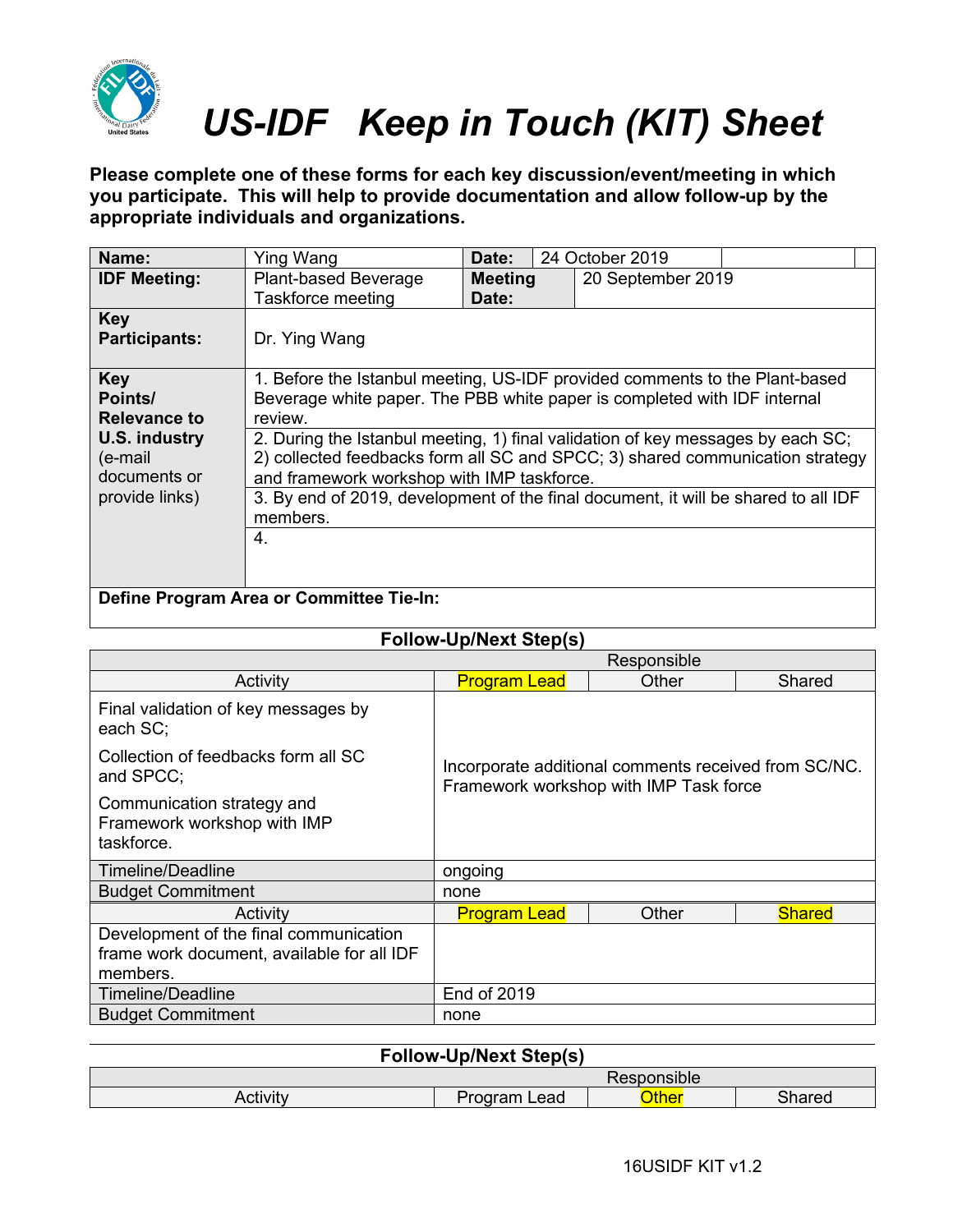# US-IDF Keep in Touch (KIT) Sheet

**Please complete one of these forms for each key discussion/event/meeting in which you participate. This will help to provide documentation and allow follow-up by the appropriate individuals and organizations.**

| **Name:** | Ying Wang | **Date:** | 24 October 2019 |
|---|---|---|---|
| **IDF Meeting:** | Plant-based Beverage Taskforce meeting | **Meeting Date:** | 20 September 2019 |
| **Key Participants:** | Dr. Ying Wang | | |
| **Key Points/ Relevance to U.S. industry** (e-mail documents or provide links) | 1. Before the Istanbul meeting, US-IDF provided comments to the Plant-based Beverage white paper. The PBB white paper is completed with IDF internal review. | | |
| | 2. During the Istanbul meeting, 1) final validation of key messages by each SC; 2) collected feedbacks form all SC and SPCC; 3) shared communication strategy and framework workshop with IMP taskforce. | | |
| | 3. By end of 2019, development of the final document, it will be shared to all IDF members. | | |
| | 4. | | |
| **Define Program Area or Committee Tie-In:** | | | |

## Follow-Up/Next Step(s)

| | Responsible | | |
|---|---|---|---|
| Activity | Program Lead | Other | Shared |
| Final validation of key messages by each SC; Collection of feedbacks form all SC and SPCC; Communication strategy and Framework workshop with IMP taskforce. | Incorporate additional comments received from SC/NC. Framework workshop with IMP Task force | | |
| Timeline/Deadline | ongoing | | |
| Budget Commitment | none | | |
| Activity | Program Lead | Other | Shared |
| Development of the final communication frame work document, available for all IDF members. | | | |
| Timeline/Deadline | End of 2019 | | |
| Budget Commitment | none | | |

## Follow-Up/Next Step(s)

| | Responsible | | |
|---|---|---|---|
| Activity | Program Lead | Other | Shared |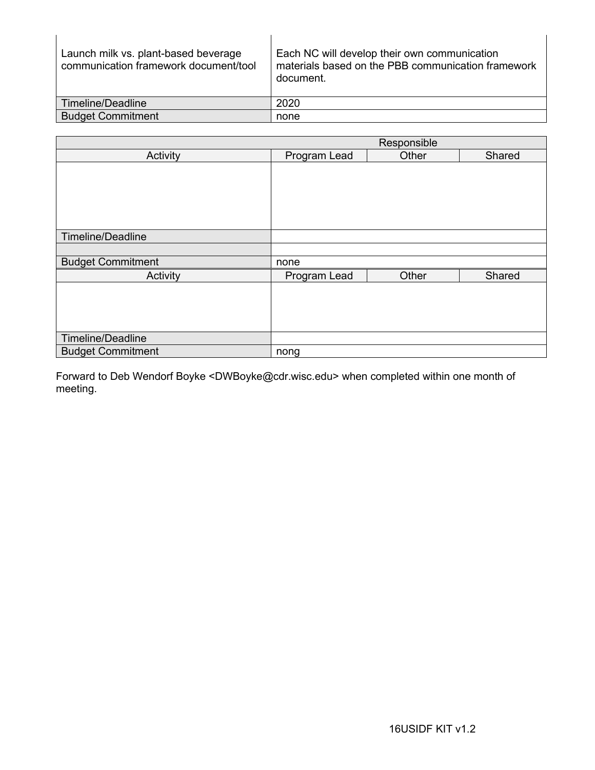| Launch milk vs. plant-based beverage communication framework document/tool | Each NC will develop their own communication materials based on the PBB communication framework document. |
| --- | --- |
| Timeline/Deadline | 2020 |
| Budget Commitment | none |

| | Responsible | | |
| --- | --- | --- | --- |
| Activity | Program Lead | Other | Shared |
| | | | |
| Timeline/Deadline | | | |
| | | | |
| Budget Commitment | none | | |
| Activity | Program Lead | Other | Shared |
| | | | |
| Timeline/Deadline | | | |
| Budget Commitment | nong | | |

Forward to Deb Wendorf Boyke <DWBoyke@cdr.wisc.edu> when completed within one month of meeting.

16USIDF KIT v1.2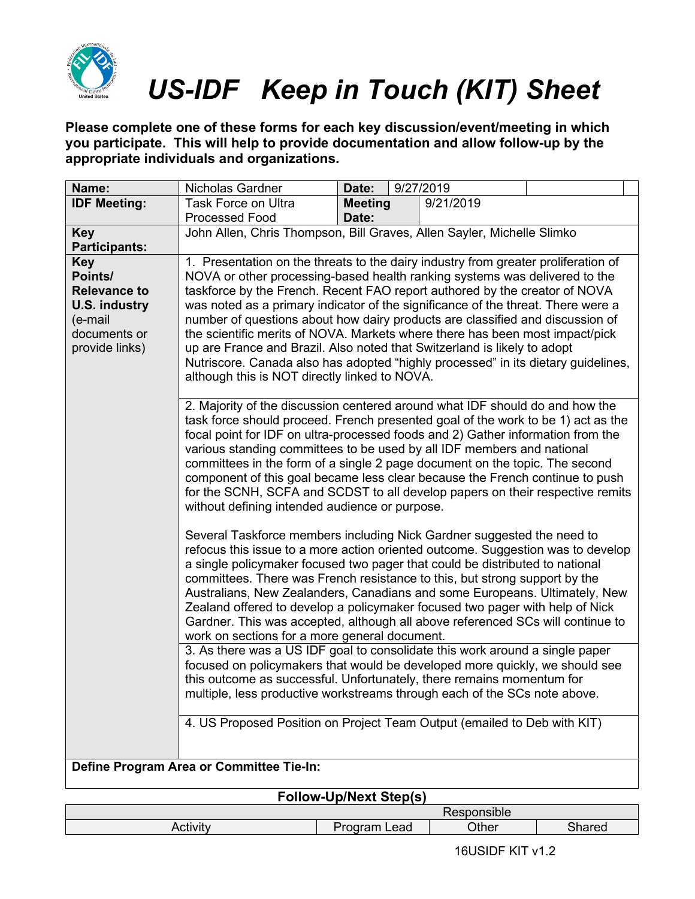# US-IDF Keep in Touch (KIT) Sheet

**Please complete one of these forms for each key discussion/event/meeting in which you participate. This will help to provide documentation and allow follow-up by the appropriate individuals and organizations.**

| **Name:** | Nicholas Gardner | **Date:** | 9/27/2019 |
|---|---|---|---|
| **IDF Meeting:** | Task Force on Ultra Processed Food | **Meeting Date:** | 9/21/2019 |
| **Key Participants:** | John Allen, Chris Thompson, Bill Graves, Allen Sayler, Michelle Slimko | | |
| **Key Points/ Relevance to U.S. industry** (e-mail documents or provide links) | 1. Presentation on the threats to the dairy industry from greater proliferation of NOVA or other processing-based health ranking systems was delivered to the taskforce by the French. Recent FAO report authored by the creator of NOVA was noted as a primary indicator of the significance of the threat. There were a number of questions about how dairy products are classified and discussion of the scientific merits of NOVA. Markets where there has been most impact/pick up are France and Brazil. Also noted that Switzerland is likely to adopt Nutriscore. Canada also has adopted "highly processed" in its dietary guidelines, although this is NOT directly linked to NOVA. | | |
| | 2. Majority of the discussion centered around what IDF should do and how the task force should proceed. French presented goal of the work to be 1) act as the focal point for IDF on ultra-processed foods and 2) Gather information from the various standing committees to be used by all IDF members and national committees in the form of a single 2 page document on the topic. The second component of this goal became less clear because the French continue to push for the SCNH, SCFA and SCDST to all develop papers on their respective remits without defining intended audience or purpose. <br><br> Several Taskforce members including Nick Gardner suggested the need to refocus this issue to a more action oriented outcome. Suggestion was to develop a single policymaker focused two pager that could be distributed to national committees. There was French resistance to this, but strong support by the Australians, New Zealanders, Canadians and some Europeans. Ultimately, New Zealand offered to develop a policymaker focused two pager with help of Nick Gardner. This was accepted, although all above referenced SCs will continue to work on sections for a more general document. | | |
| | 3. As there was a US IDF goal to consolidate this work around a single paper focused on policymakers that would be developed more quickly, we should see this outcome as successful. Unfortunately, there remains momentum for multiple, less productive workstreams through each of the SCs note above. | | |
| | 4. US Proposed Position on Project Team Output (emailed to Deb with KIT) | | |
| **Define Program Area or Committee Tie-In:** | | | |

**Follow-Up/Next Step(s)**

| Activity | Responsible: Program Lead | Responsible: Other | Responsible: Shared |
|---|---|---|---|

16USIDF KIT v1.2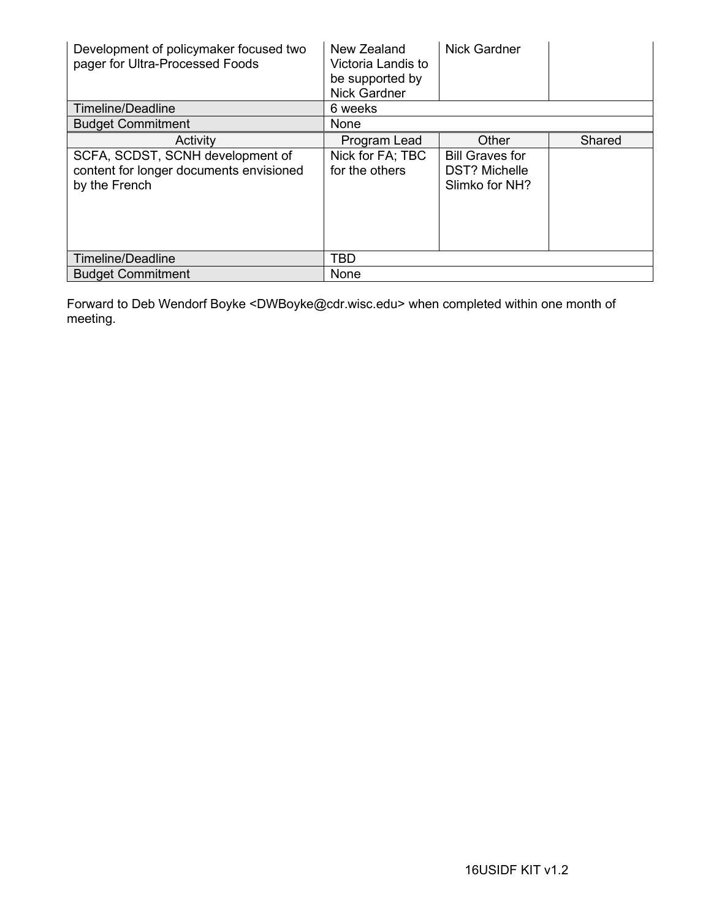| Development of policymaker focused two pager for Ultra-Processed Foods | New Zealand Victoria Landis to be supported by Nick Gardner | Nick Gardner | |
|---|---|---|---|
| Timeline/Deadline | 6 weeks | | |
| Budget Commitment | None | | |
| Activity | Program Lead | Other | Shared |
| SCFA, SCDST, SCNH development of content for longer documents envisioned by the French | Nick for FA; TBC for the others | Bill Graves for DST? Michelle Slimko for NH? | |
| Timeline/Deadline | TBD | | |
| Budget Commitment | None | | |

Forward to Deb Wendorf Boyke <DWBoyke@cdr.wisc.edu> when completed within one month of meeting.

16USIDF KIT v1.2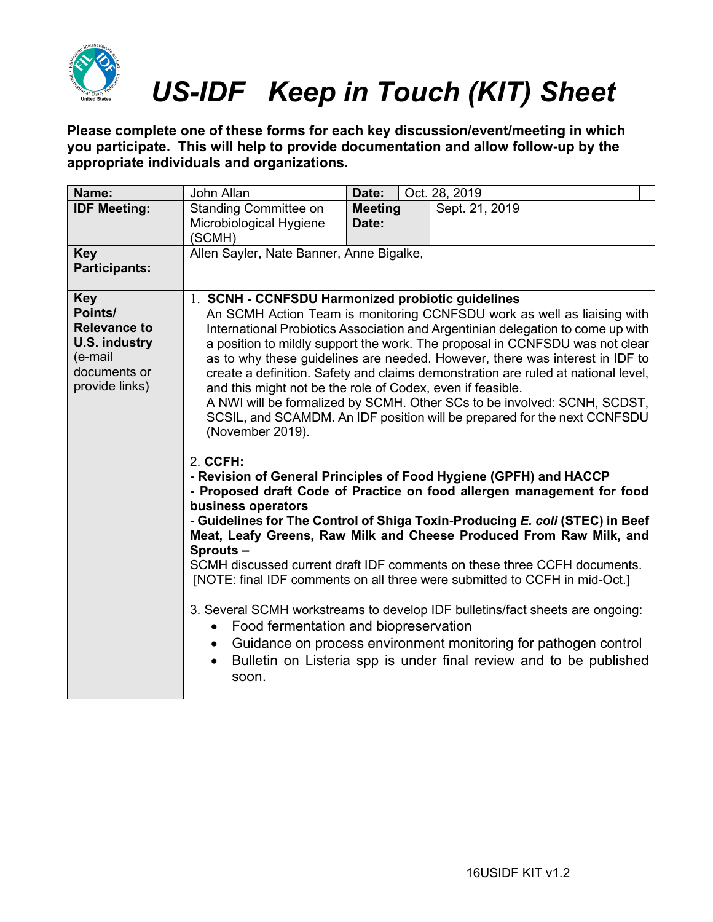# US-IDF Keep in Touch (KIT) Sheet

**Please complete one of these forms for each key discussion/event/meeting in which you participate. This will help to provide documentation and allow follow-up by the appropriate individuals and organizations.**

| **Name:** | John Allan | **Date:** | Oct. 28, 2019 |
|---|---|---|---|
| **IDF Meeting:** | Standing Committee on Microbiological Hygiene (SCMH) | **Meeting Date:** | Sept. 21, 2019 |
| **Key Participants:** | Allen Sayler, Nate Banner, Anne Bigalke, | | |
| **Key Points/ Relevance to U.S. industry** (e-mail documents or provide links) | 1. **SCNH - CCNFSDU Harmonized probiotic guidelines** An SCMH Action Team is monitoring CCNFSDU work as well as liaising with International Probiotics Association and Argentinian delegation to come up with a position to mildly support the work. The proposal in CCNFSDU was not clear as to why these guidelines are needed. However, there was interest in IDF to create a definition. Safety and claims demonstration are ruled at national level, and this might not be the role of Codex, even if feasible. A NWI will be formalized by SCMH. Other SCs to be involved: SCNH, SCDST, SCSIL, and SCAMDM. An IDF position will be prepared for the next CCNFSDU (November 2019). | | |
| | 2. **CCFH:** **- Revision of General Principles of Food Hygiene (GPFH) and HACCP** **- Proposed draft Code of Practice on food allergen management for food business operators** **- Guidelines for The Control of Shiga Toxin-Producing *E. coli* (STEC) in Beef Meat, Leafy Greens, Raw Milk and Cheese Produced From Raw Milk, and Sprouts –** SCMH discussed current draft IDF comments on these three CCFH documents. [NOTE: final IDF comments on all three were submitted to CCFH in mid-Oct.] | | |
| | 3. Several SCMH workstreams to develop IDF bulletins/fact sheets are ongoing: • Food fermentation and biopreservation • Guidance on process environment monitoring for pathogen control • Bulletin on Listeria spp is under final review and to be published soon. | | |

16USIDF KIT v1.2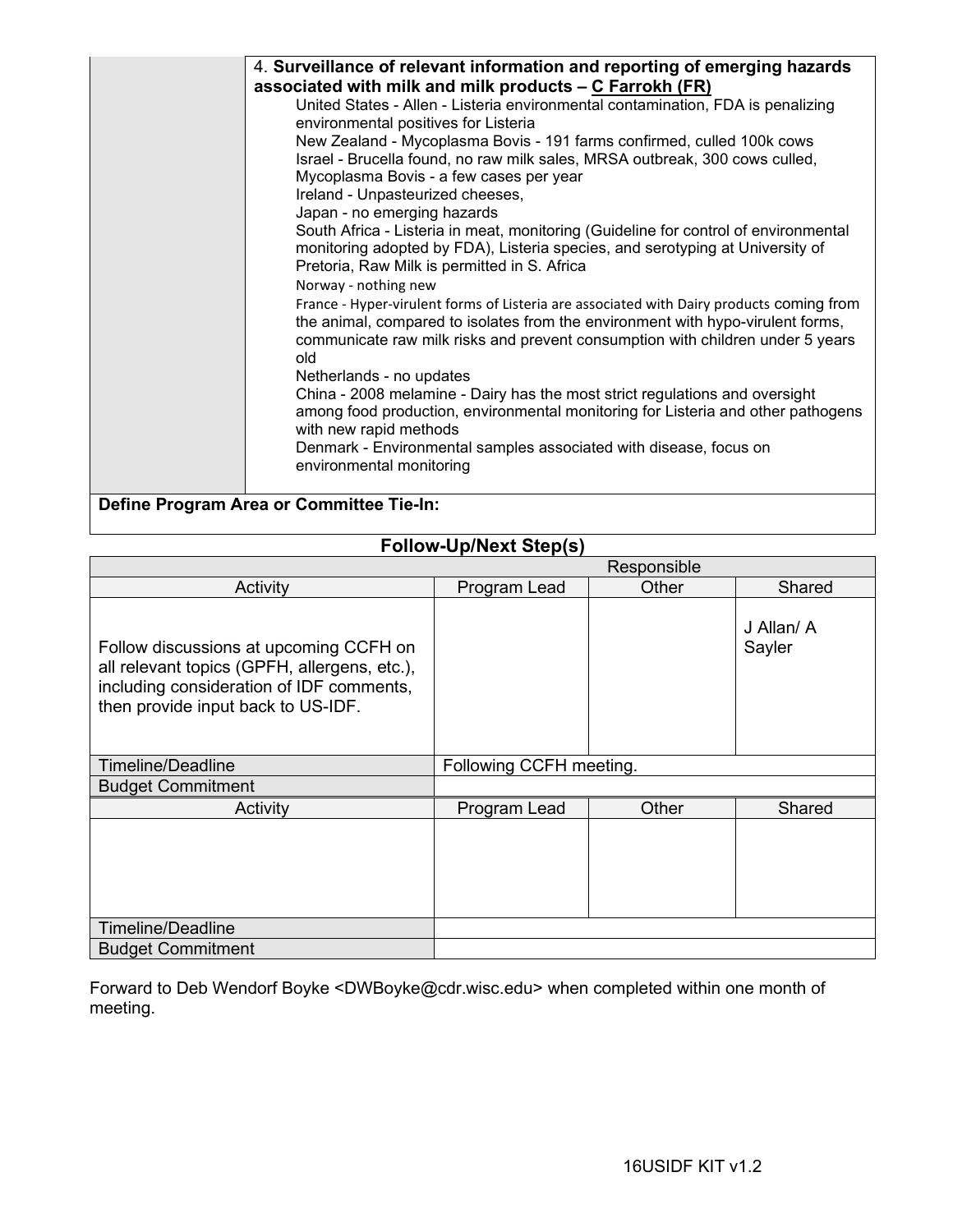|  | 4. **Surveillance of relevant information and reporting of emerging hazards associated with milk and milk products – <u>C Farrokh (FR)</u>**<br>United States - Allen - Listeria environmental contamination, FDA is penalizing environmental positives for Listeria<br>New Zealand - Mycoplasma Bovis - 191 farms confirmed, culled 100k cows<br>Israel - Brucella found, no raw milk sales, MRSA outbreak, 300 cows culled, Mycoplasma Bovis - a few cases per year<br>Ireland - Unpasteurized cheeses,<br>Japan - no emerging hazards<br>South Africa - Listeria in meat, monitoring (Guideline for control of environmental monitoring adopted by FDA), Listeria species, and serotyping at University of Pretoria, Raw Milk is permitted in S. Africa<br>Norway - nothing new<br>France - Hyper-virulent forms of Listeria are associated with Dairy products coming from the animal, compared to isolates from the environment with hypo-virulent forms, communicate raw milk risks and prevent consumption with children under 5 years old<br>Netherlands - no updates<br>China - 2008 melamine - Dairy has the most strict regulations and oversight among food production, environmental monitoring for Listeria and other pathogens with new rapid methods<br>Denmark - Environmental samples associated with disease, focus on environmental monitoring |
|---|---|

**Define Program Area or Committee Tie-In:**

## Follow-Up/Next Step(s)

|  | Responsible | | |
|---|---|---|---|
| Activity | Program Lead | Other | Shared |
| Follow discussions at upcoming CCFH on all relevant topics (GPFH, allergens, etc.), including consideration of IDF comments, then provide input back to US-IDF. |  |  | J Allan/ A Sayler |
| Timeline/Deadline | Following CCFH meeting. | | |
| Budget Commitment | | | |
| Activity | Program Lead | Other | Shared |
|  |  |  |  |
| Timeline/Deadline | | | |
| Budget Commitment | | | |

Forward to Deb Wendorf Boyke <DWBoyke@cdr.wisc.edu> when completed within one month of meeting.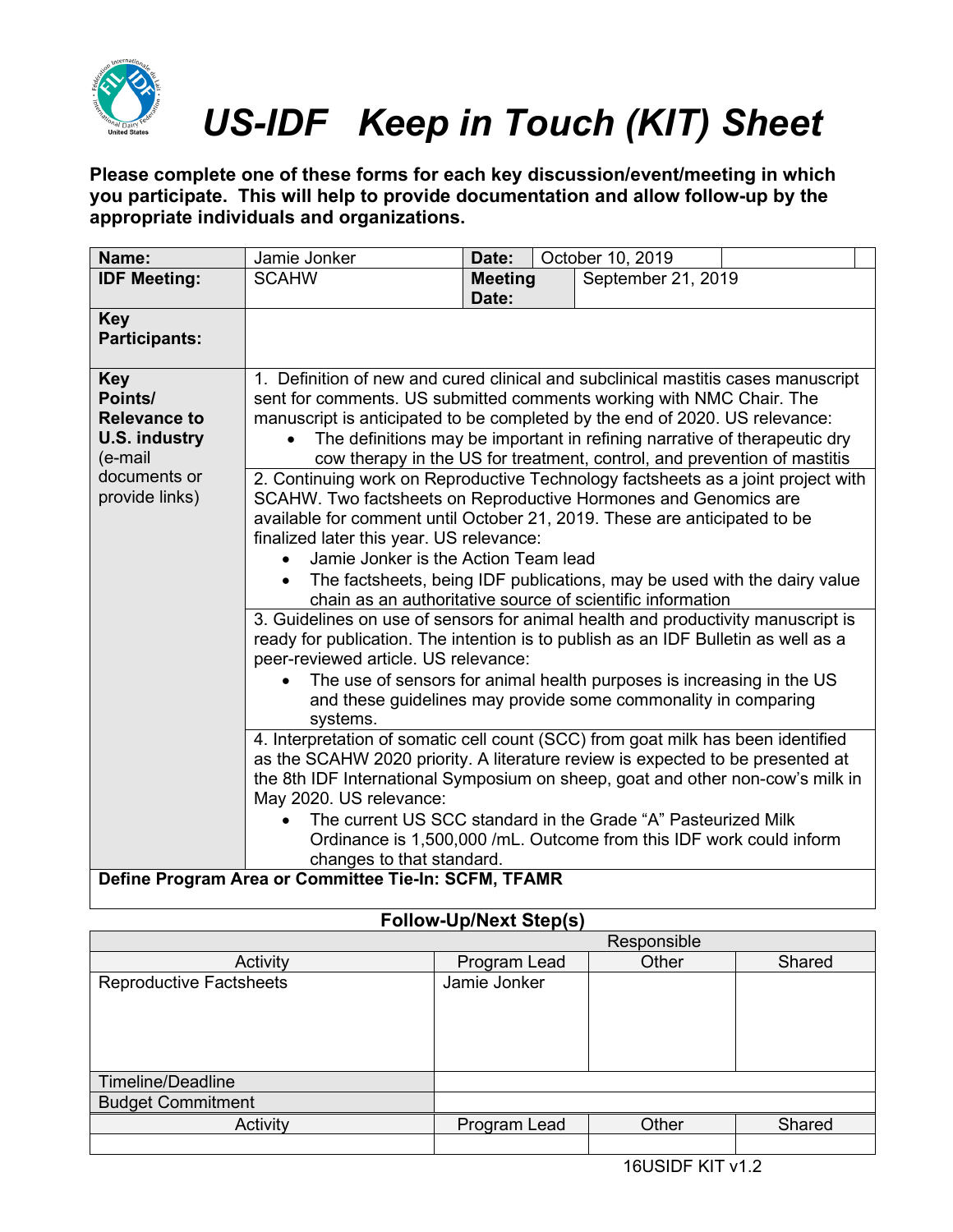# US-IDF Keep in Touch (KIT) Sheet

**Please complete one of these forms for each key discussion/event/meeting in which you participate. This will help to provide documentation and allow follow-up by the appropriate individuals and organizations.**

| **Name:** | Jamie Jonker | **Date:** | October 10, 2019 |
|---|---|---|---|
| **IDF Meeting:** | SCAHW | **Meeting Date:** | September 21, 2019 |
| **Key Participants:** | | | |
| **Key Points/ Relevance to U.S. industry** (e-mail documents or provide links) | 1. Definition of new and cured clinical and subclinical mastitis cases manuscript sent for comments. US submitted comments working with NMC Chair. The manuscript is anticipated to be completed by the end of 2020. US relevance: <br>• The definitions may be important in refining narrative of therapeutic dry cow therapy in the US for treatment, control, and prevention of mastitis | | |
| | 2. Continuing work on Reproductive Technology factsheets as a joint project with SCAHW. Two factsheets on Reproductive Hormones and Genomics are available for comment until October 21, 2019. These are anticipated to be finalized later this year. US relevance: <br>• Jamie Jonker is the Action Team lead <br>• The factsheets, being IDF publications, may be used with the dairy value chain as an authoritative source of scientific information | | |
| | 3. Guidelines on use of sensors for animal health and productivity manuscript is ready for publication. The intention is to publish as an IDF Bulletin as well as a peer-reviewed article. US relevance: <br>• The use of sensors for animal health purposes is increasing in the US and these guidelines may provide some commonality in comparing systems. | | |
| | 4. Interpretation of somatic cell count (SCC) from goat milk has been identified as the SCAHW 2020 priority. A literature review is expected to be presented at the 8th IDF International Symposium on sheep, goat and other non-cow's milk in May 2020. US relevance: <br>• The current US SCC standard in the Grade "A" Pasteurized Milk Ordinance is 1,500,000 /mL. Outcome from this IDF work could inform changes to that standard. | | |
| **Define Program Area or Committee Tie-In: SCFM, TFAMR** | | | |

**Follow-Up/Next Step(s)**

| | Responsible | | |
|---|---|---|---|
| Activity | Program Lead | Other | Shared |
| Reproductive Factsheets | Jamie Jonker | | |
| Timeline/Deadline | | | |
| Budget Commitment | | | |
| Activity | Program Lead | Other | Shared |
| | | | |

16USIDF KIT v1.2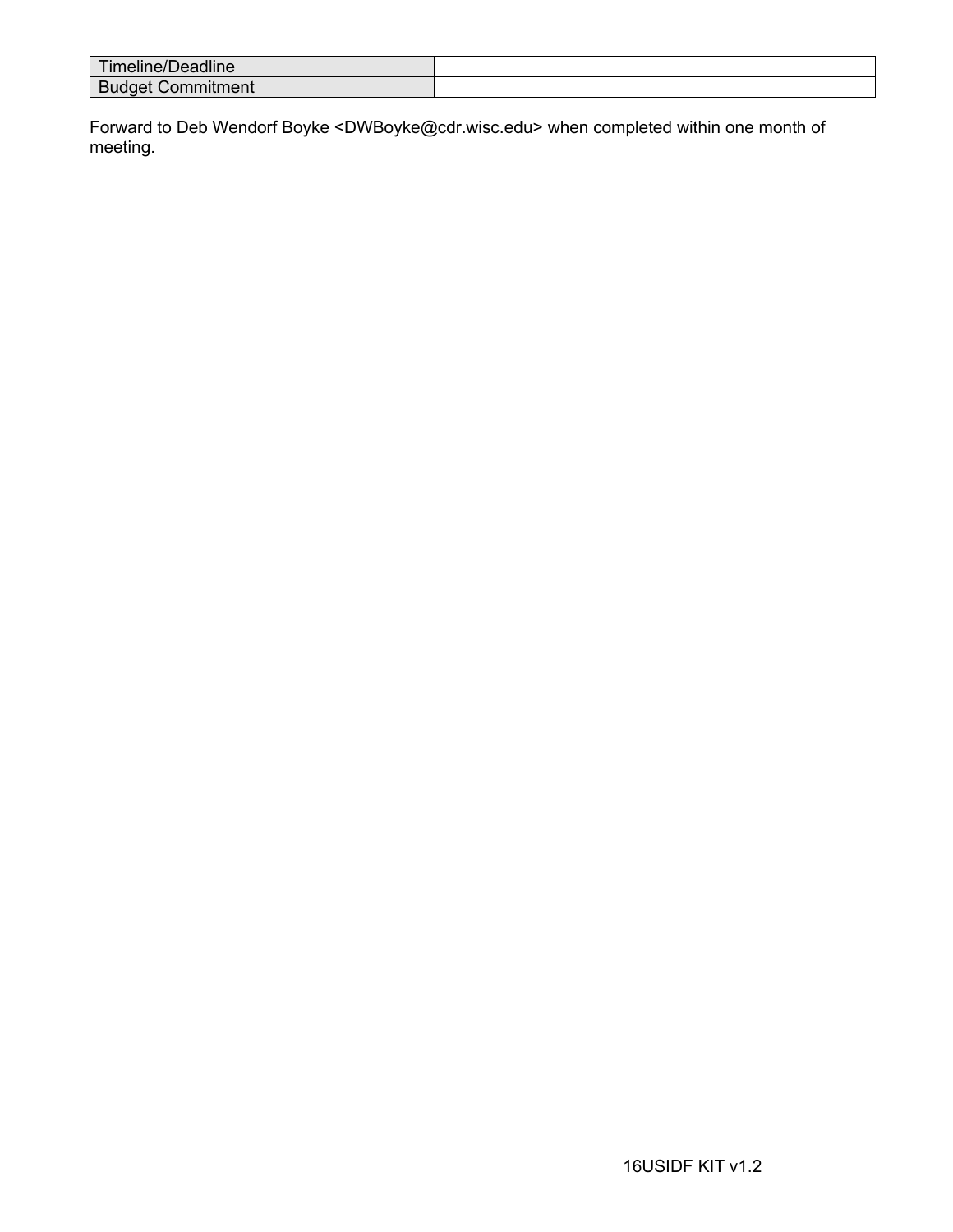| Timeline/Deadline | |
| --- | --- |
| Budget Commitment | |

Forward to Deb Wendorf Boyke <DWBoyke@cdr.wisc.edu> when completed within one month of meeting.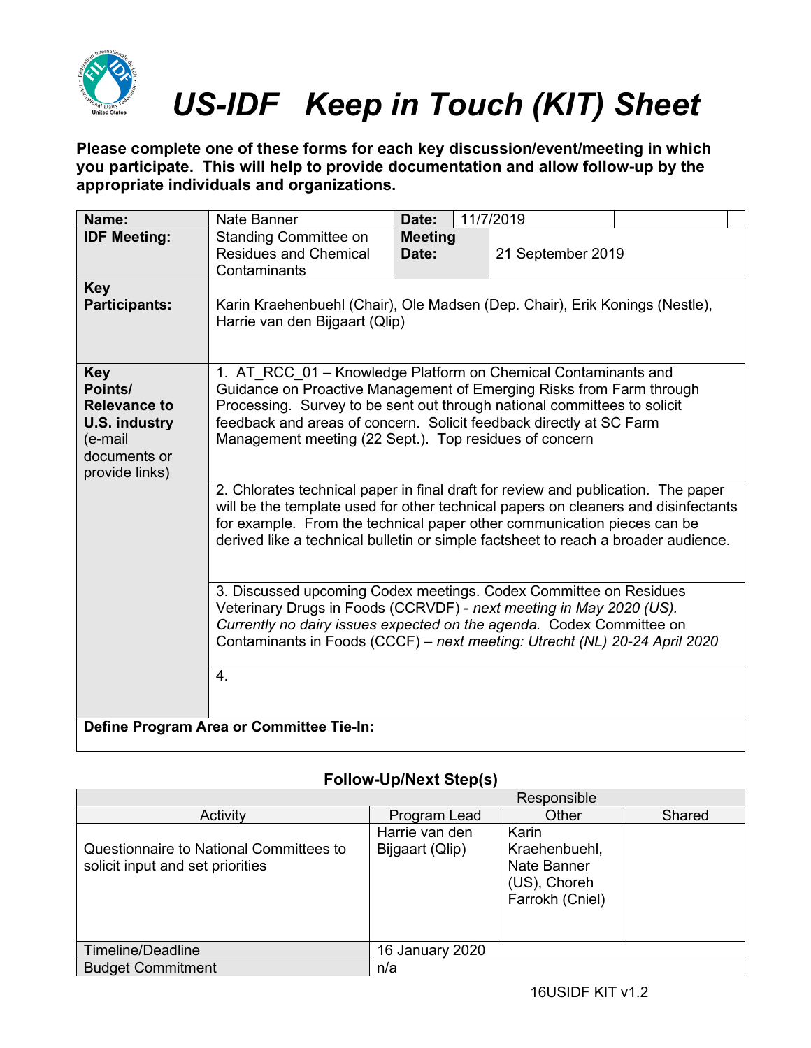# US-IDF Keep in Touch (KIT) Sheet

**Please complete one of these forms for each key discussion/event/meeting in which you participate. This will help to provide documentation and allow follow-up by the appropriate individuals and organizations.**

| **Name:** | Nate Banner | **Date:** | 11/7/2019 |
|---|---|---|---|
| **IDF Meeting:** | Standing Committee on Residues and Chemical Contaminants | **Meeting Date:** | 21 September 2019 |
| **Key Participants:** | Karin Kraehenbuehl (Chair), Ole Madsen (Dep. Chair), Erik Konings (Nestle), Harrie van den Bijgaart (Qlip) | | |
| **Key Points/ Relevance to U.S. industry** (e-mail documents or provide links) | 1. AT_RCC_01 – Knowledge Platform on Chemical Contaminants and Guidance on Proactive Management of Emerging Risks from Farm through Processing. Survey to be sent out through national committees to solicit feedback and areas of concern. Solicit feedback directly at SC Farm Management meeting (22 Sept.). Top residues of concern | | |
| | 2. Chlorates technical paper in final draft for review and publication. The paper will be the template used for other technical papers on cleaners and disinfectants for example. From the technical paper other communication pieces can be derived like a technical bulletin or simple factsheet to reach a broader audience. | | |
| | 3. Discussed upcoming Codex meetings. Codex Committee on Residues Veterinary Drugs in Foods (CCRVDF) - *next meeting in May 2020 (US). Currently no dairy issues expected on the agenda.* Codex Committee on Contaminants in Foods (CCCF) – *next meeting: Utrecht (NL) 20-24 April 2020* | | |
| | 4. | | |
| **Define Program Area or Committee Tie-In:** | | | |

### Follow-Up/Next Step(s)

| Activity | Responsible: Program Lead | Responsible: Other | Responsible: Shared |
|---|---|---|---|
| Questionnaire to National Committees to solicit input and set priorities | Harrie van den Bijgaart (Qlip) | Karin Kraehenbuehl, Nate Banner (US), Choreh Farrokh (Cniel) | |
| Timeline/Deadline | 16 January 2020 | | |
| Budget Commitment | n/a | | |

16USIDF KIT v1.2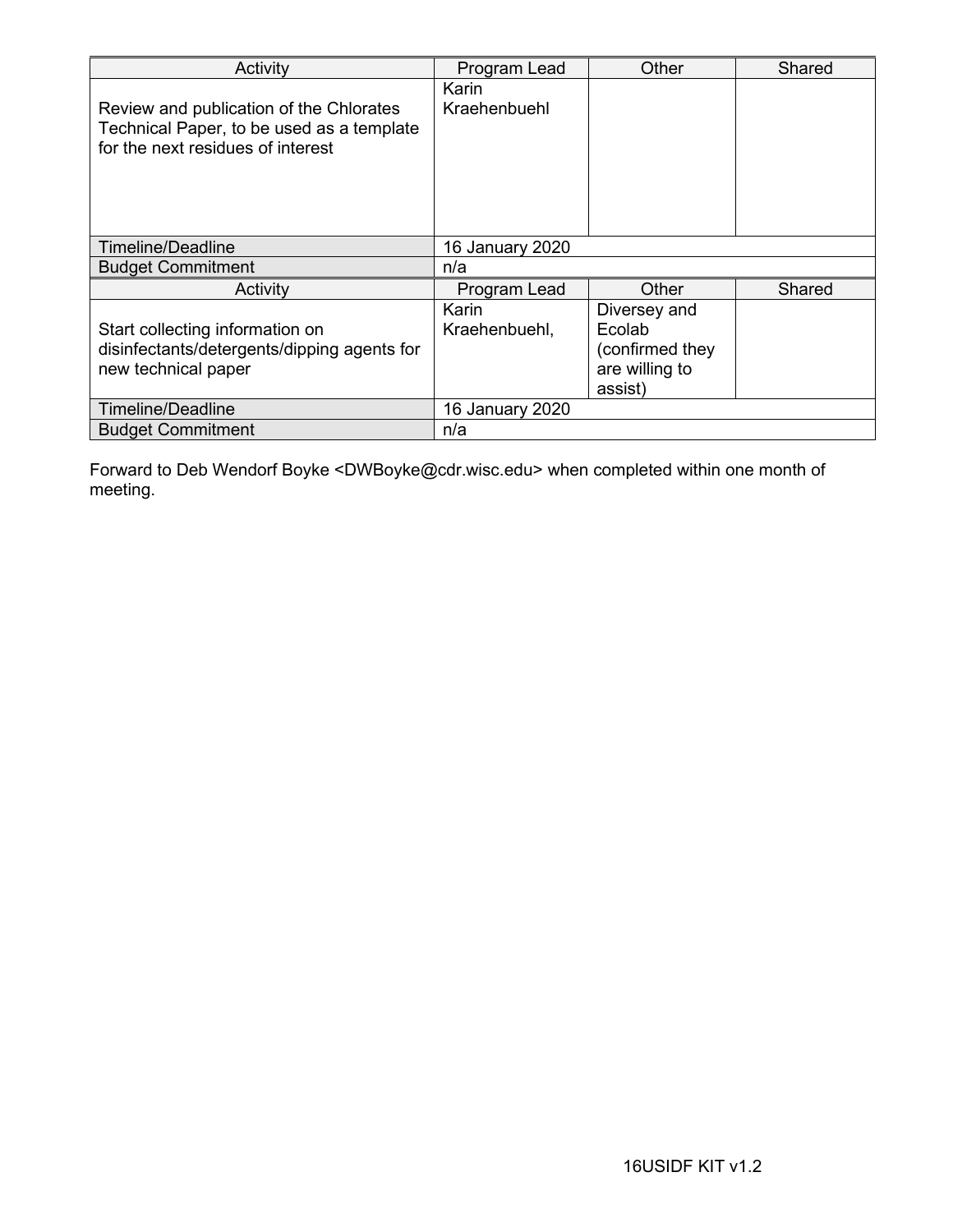| Activity | Program Lead | Other | Shared |
| --- | --- | --- | --- |
| Review and publication of the Chlorates Technical Paper, to be used as a template for the next residues of interest | Karin Kraehenbuehl | | |
| Timeline/Deadline | 16 January 2020 | | |
| Budget Commitment | n/a | | |

| Activity | Program Lead | Other | Shared |
| --- | --- | --- | --- |
| Start collecting information on disinfectants/detergents/dipping agents for new technical paper | Karin Kraehenbuehl, | Diversey and Ecolab (confirmed they are willing to assist) | |
| Timeline/Deadline | 16 January 2020 | | |
| Budget Commitment | n/a | | |

Forward to Deb Wendorf Boyke <DWBoyke@cdr.wisc.edu> when completed within one month of meeting.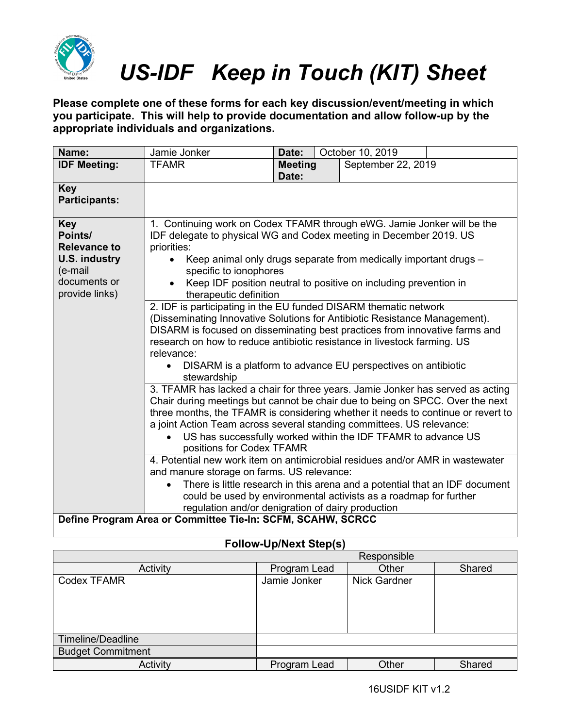# US-IDF Keep in Touch (KIT) Sheet

**Please complete one of these forms for each key discussion/event/meeting in which you participate. This will help to provide documentation and allow follow-up by the appropriate individuals and organizations.**

| **Name:** | Jamie Jonker | **Date:** | October 10, 2019 |
|---|---|---|---|
| **IDF Meeting:** | TFAMR | **Meeting Date:** | September 22, 2019 |
| **Key Participants:** | | | |
| **Key Points/ Relevance to U.S. industry** (e-mail documents or provide links) | 1. Continuing work on Codex TFAMR through eWG. Jamie Jonker will be the IDF delegate to physical WG and Codex meeting in December 2019. US priorities:<br>• Keep animal only drugs separate from medically important drugs – specific to ionophores<br>• Keep IDF position neutral to positive on including prevention in therapeutic definition | | |
| | 2. IDF is participating in the EU funded DISARM thematic network (Disseminating Innovative Solutions for Antibiotic Resistance Management). DISARM is focused on disseminating best practices from innovative farms and research on how to reduce antibiotic resistance in livestock farming. US relevance:<br>• DISARM is a platform to advance EU perspectives on antibiotic stewardship | | |
| | 3. TFAMR has lacked a chair for three years. Jamie Jonker has served as acting Chair during meetings but cannot be chair due to being on SPCC. Over the next three months, the TFAMR is considering whether it needs to continue or revert to a joint Action Team across several standing committees. US relevance:<br>• US has successfully worked within the IDF TFAMR to advance US positions for Codex TFAMR | | |
| | 4. Potential new work item on antimicrobial residues and/or AMR in wastewater and manure storage on farms. US relevance:<br>• There is little research in this arena and a potential that an IDF document could be used by environmental activists as a roadmap for further regulation and/or denigration of dairy production | | |
| **Define Program Area or Committee Tie-In: SCFM, SCAHW, SCRCC** | | | |

**Follow-Up/Next Step(s)**

| Activity | Responsible | | |
|---|---|---|---|
| | Program Lead | Other | Shared |
| Codex TFAMR | Jamie Jonker | Nick Gardner | |
| Timeline/Deadline | | | |
| Budget Commitment | | | |
| Activity | Program Lead | Other | Shared |

16USIDF KIT v1.2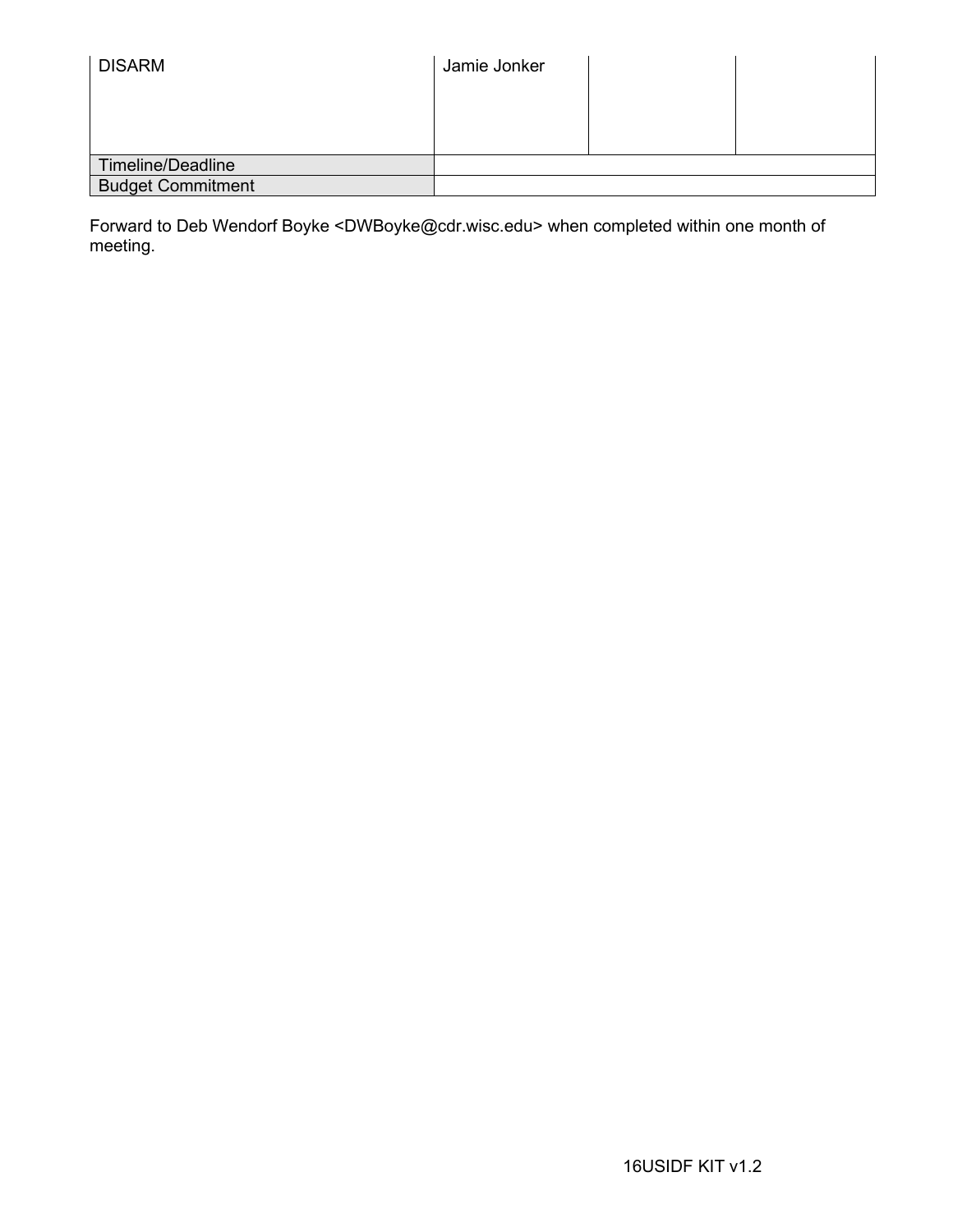| DISARM | Jamie Jonker | | |
|---|---|---|---|
| Timeline/Deadline | | | |
| Budget Commitment | | | |

Forward to Deb Wendorf Boyke <DWBoyke@cdr.wisc.edu> when completed within one month of meeting.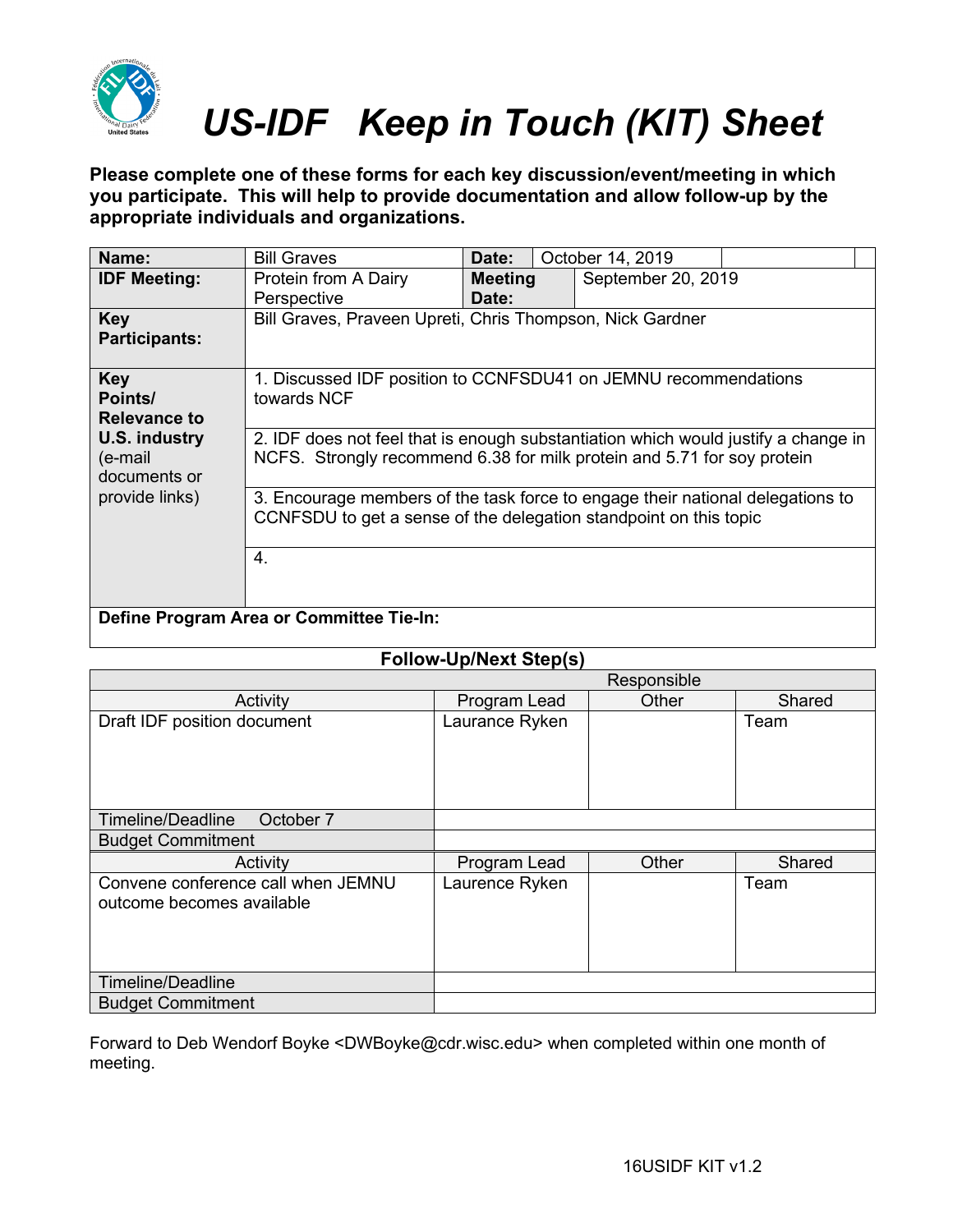# US-IDF Keep in Touch (KIT) Sheet

**Please complete one of these forms for each key discussion/event/meeting in which you participate. This will help to provide documentation and allow follow-up by the appropriate individuals and organizations.**

| **Name:** | Bill Graves | **Date:** | October 14, 2019 |
|---|---|---|---|
| **IDF Meeting:** | Protein from A Dairy Perspective | **Meeting Date:** | September 20, 2019 |
| **Key Participants:** | Bill Graves, Praveen Upreti, Chris Thompson, Nick Gardner | | |
| **Key Points/ Relevance to U.S. industry** (e-mail documents or provide links) | 1. Discussed IDF position to CCNFSDU41 on JEMNU recommendations towards NCF | | |
| | 2. IDF does not feel that is enough substantiation which would justify a change in NCFS. Strongly recommend 6.38 for milk protein and 5.71 for soy protein | | |
| | 3. Encourage members of the task force to engage their national delegations to CCNFSDU to get a sense of the delegation standpoint on this topic | | |
| | 4. | | |
| **Define Program Area or Committee Tie-In:** | | | |

**Follow-Up/Next Step(s)**

| Activity | Responsible: Program Lead | Other | Shared |
|---|---|---|---|
| Draft IDF position document | Laurance Ryken | | Team |
| Timeline/Deadline October 7 | | | |
| Budget Commitment | | | |
| Convene conference call when JEMNU outcome becomes available | Laurence Ryken | | Team |
| Timeline/Deadline | | | |
| Budget Commitment | | | |

Forward to Deb Wendorf Boyke <DWBoyke@cdr.wisc.edu> when completed within one month of meeting.

16USIDF KIT v1.2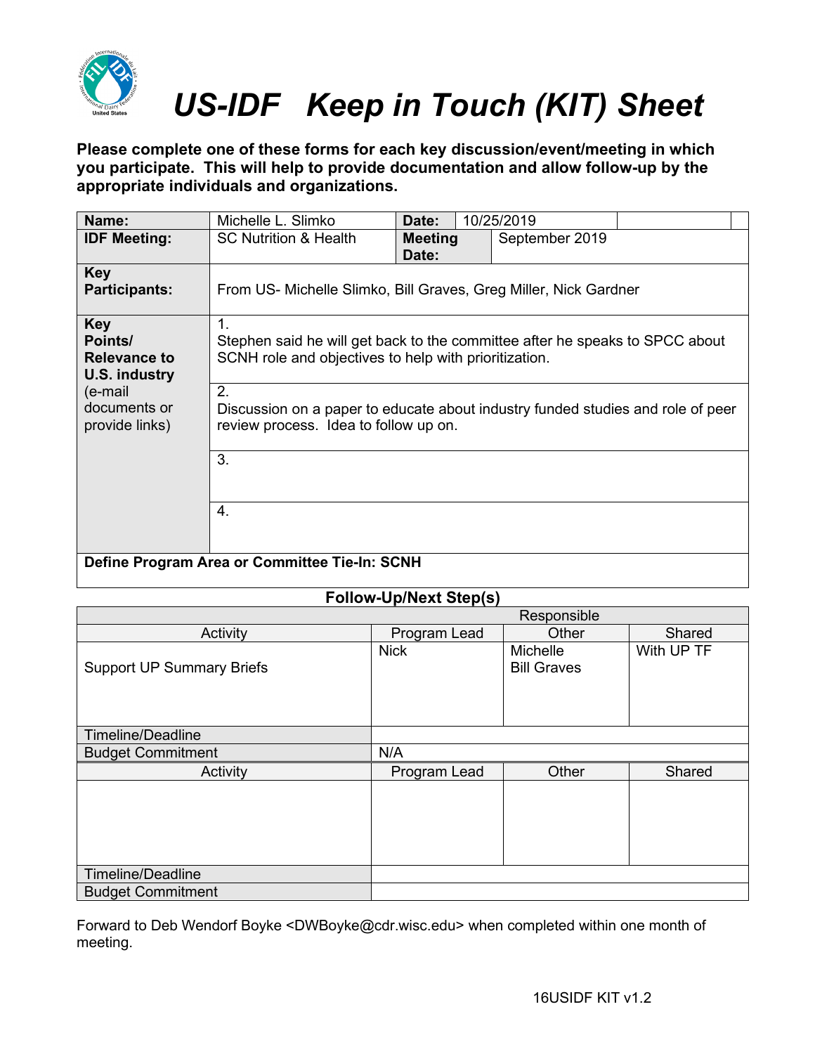# *US-IDF Keep in Touch (KIT) Sheet*

**Please complete one of these forms for each key discussion/event/meeting in which you participate. This will help to provide documentation and allow follow-up by the appropriate individuals and organizations.**

| **Name:** | Michelle L. Slimko | **Date:** | 10/25/2019 |
|---|---|---|---|
| **IDF Meeting:** | SC Nutrition & Health | **Meeting Date:** | September 2019 |
| **Key Participants:** | From US- Michelle Slimko, Bill Graves, Greg Miller, Nick Gardner | | |
| **Key Points/ Relevance to U.S. industry** (e-mail documents or provide links) | 1. Stephen said he will get back to the committee after he speaks to SPCC about SCNH role and objectives to help with prioritization. | | |
| | 2. Discussion on a paper to educate about industry funded studies and role of peer review process. Idea to follow up on. | | |
| | 3. | | |
| | 4. | | |
| **Define Program Area or Committee Tie-In: SCNH** | | | |

**Follow-Up/Next Step(s)**

| | Responsible | | |
|---|---|---|---|
| Activity | Program Lead | Other | Shared |
| Support UP Summary Briefs | Nick | Michelle<br>Bill Graves | With UP TF |
| Timeline/Deadline | | | |
| Budget Commitment | N/A | | |
| Activity | Program Lead | Other | Shared |
| | | | |
| Timeline/Deadline | | | |
| Budget Commitment | | | |

Forward to Deb Wendorf Boyke <DWBoyke@cdr.wisc.edu> when completed within one month of meeting.

16USIDF KIT v1.2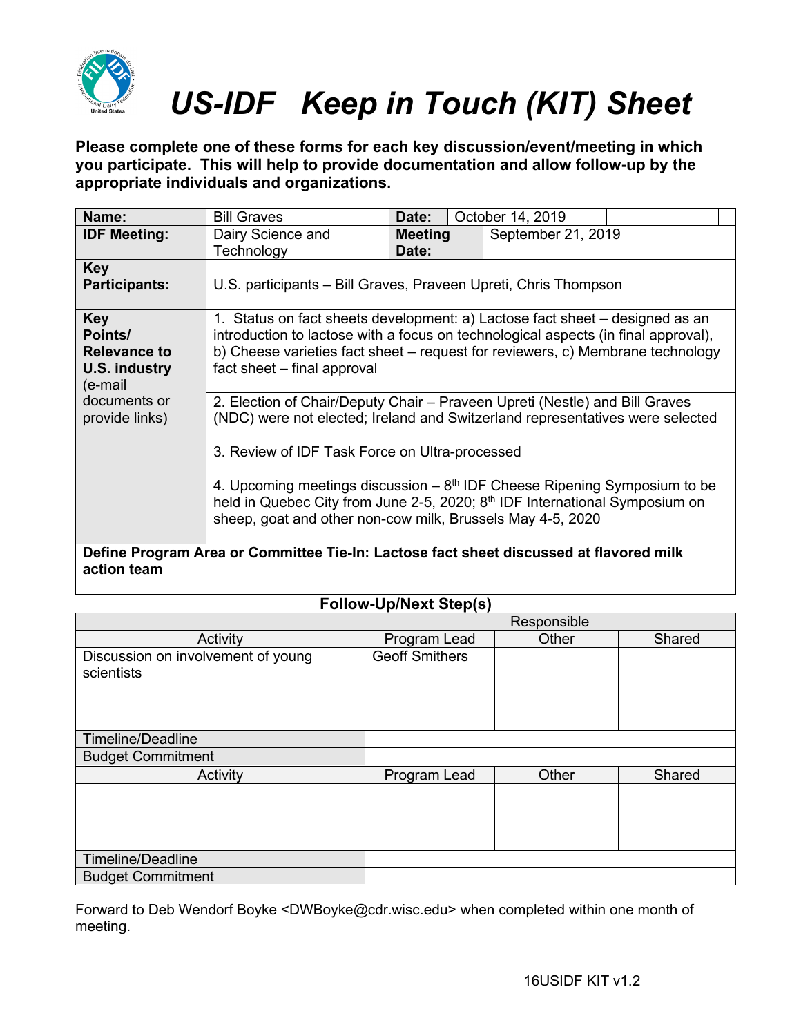# US-IDF Keep in Touch (KIT) Sheet

**Please complete one of these forms for each key discussion/event/meeting in which you participate. This will help to provide documentation and allow follow-up by the appropriate individuals and organizations.**

| **Name:** | Bill Graves | **Date:** | October 14, 2019 |
|---|---|---|---|
| **IDF Meeting:** | Dairy Science and Technology | **Meeting Date:** | September 21, 2019 |
| **Key Participants:** | U.S. participants – Bill Graves, Praveen Upreti, Chris Thompson | | |
| **Key Points/ Relevance to U.S. industry** (e-mail documents or provide links) | 1. Status on fact sheets development: a) Lactose fact sheet – designed as an introduction to lactose with a focus on technological aspects (in final approval), b) Cheese varieties fact sheet – request for reviewers, c) Membrane technology fact sheet – final approval | | |
| | 2. Election of Chair/Deputy Chair – Praveen Upreti (Nestle) and Bill Graves (NDC) were not elected; Ireland and Switzerland representatives were selected | | |
| | 3. Review of IDF Task Force on Ultra-processed | | |
| | 4. Upcoming meetings discussion – 8th IDF Cheese Ripening Symposium to be held in Quebec City from June 2-5, 2020; 8th IDF International Symposium on sheep, goat and other non-cow milk, Brussels May 4-5, 2020 | | |
| **Define Program Area or Committee Tie-In: Lactose fact sheet discussed at flavored milk action team** | | | |

## Follow-Up/Next Step(s)

| | Responsible | | |
|---|---|---|---|
| Activity | Program Lead | Other | Shared |
| Discussion on involvement of young scientists | Geoff Smithers | | |
| Timeline/Deadline | | | |
| Budget Commitment | | | |
| Activity | Program Lead | Other | Shared |
| | | | |
| Timeline/Deadline | | | |
| Budget Commitment | | | |

Forward to Deb Wendorf Boyke <DWBoyke@cdr.wisc.edu> when completed within one month of meeting.

16USIDF KIT v1.2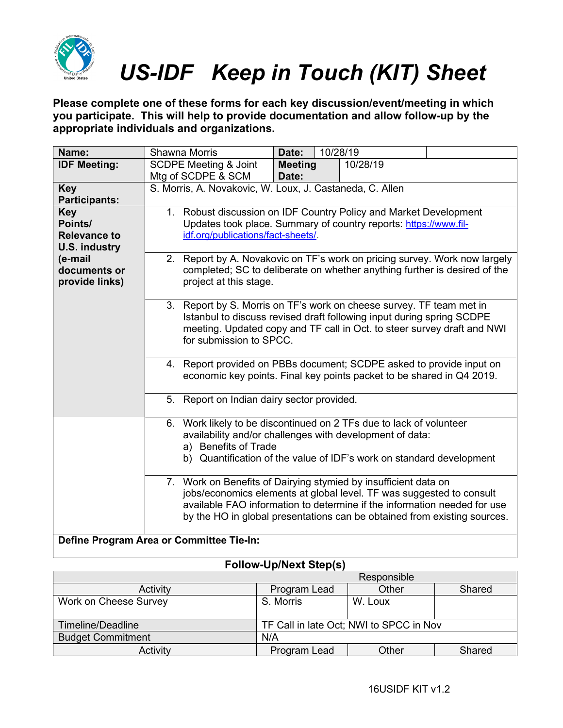# US-IDF Keep in Touch (KIT) Sheet

**Please complete one of these forms for each key discussion/event/meeting in which you participate. This will help to provide documentation and allow follow-up by the appropriate individuals and organizations.**

| | | | | |
|---|---|---|---|---|
| **Name:** | Shawna Morris | **Date:** | 10/28/19 | |
| **IDF Meeting:** | SCDPE Meeting & Joint Mtg of SCDPE & SCM | **Meeting Date:** | 10/28/19 | |
| **Key Participants:** | S. Morris, A. Novakovic, W. Loux, J. Castaneda, C. Allen | | | |
| **Key Points/ Relevance to U.S. industry (e-mail documents or provide links)** | 1. Robust discussion on IDF Country Policy and Market Development Updates took place. Summary of country reports: https://www.fil-idf.org/publications/fact-sheets/. | | | |
| | 2. Report by A. Novakovic on TF's work on pricing survey. Work now largely completed; SC to deliberate on whether anything further is desired of the project at this stage. | | | |
| | 3. Report by S. Morris on TF's work on cheese survey. TF team met in Istanbul to discuss revised draft following input during spring SCDPE meeting. Updated copy and TF call in Oct. to steer survey draft and NWI for submission to SPCC. | | | |
| | 4. Report provided on PBBs document; SCDPE asked to provide input on economic key points. Final key points packet to be shared in Q4 2019. | | | |
| | 5. Report on Indian dairy sector provided. | | | |
| | 6. Work likely to be discontinued on 2 TFs due to lack of volunteer availability and/or challenges with development of data: a) Benefits of Trade b) Quantification of the value of IDF's work on standard development | | | |
| | 7. Work on Benefits of Dairying stymied by insufficient data on jobs/economics elements at global level. TF was suggested to consult available FAO information to determine if the information needed for use by the HO in global presentations can be obtained from existing sources. | | | |
| **Define Program Area or Committee Tie-In:** | | | | |

**Follow-Up/Next Step(s)**

| | Responsible | | |
|---|---|---|---|
| Activity | Program Lead | Other | Shared |
| Work on Cheese Survey | S. Morris | W. Loux | |
| Timeline/Deadline | TF Call in late Oct; NWI to SPCC in Nov | | |
| Budget Commitment | N/A | | |
| Activity | Program Lead | Other | Shared |

16USIDF KIT v1.2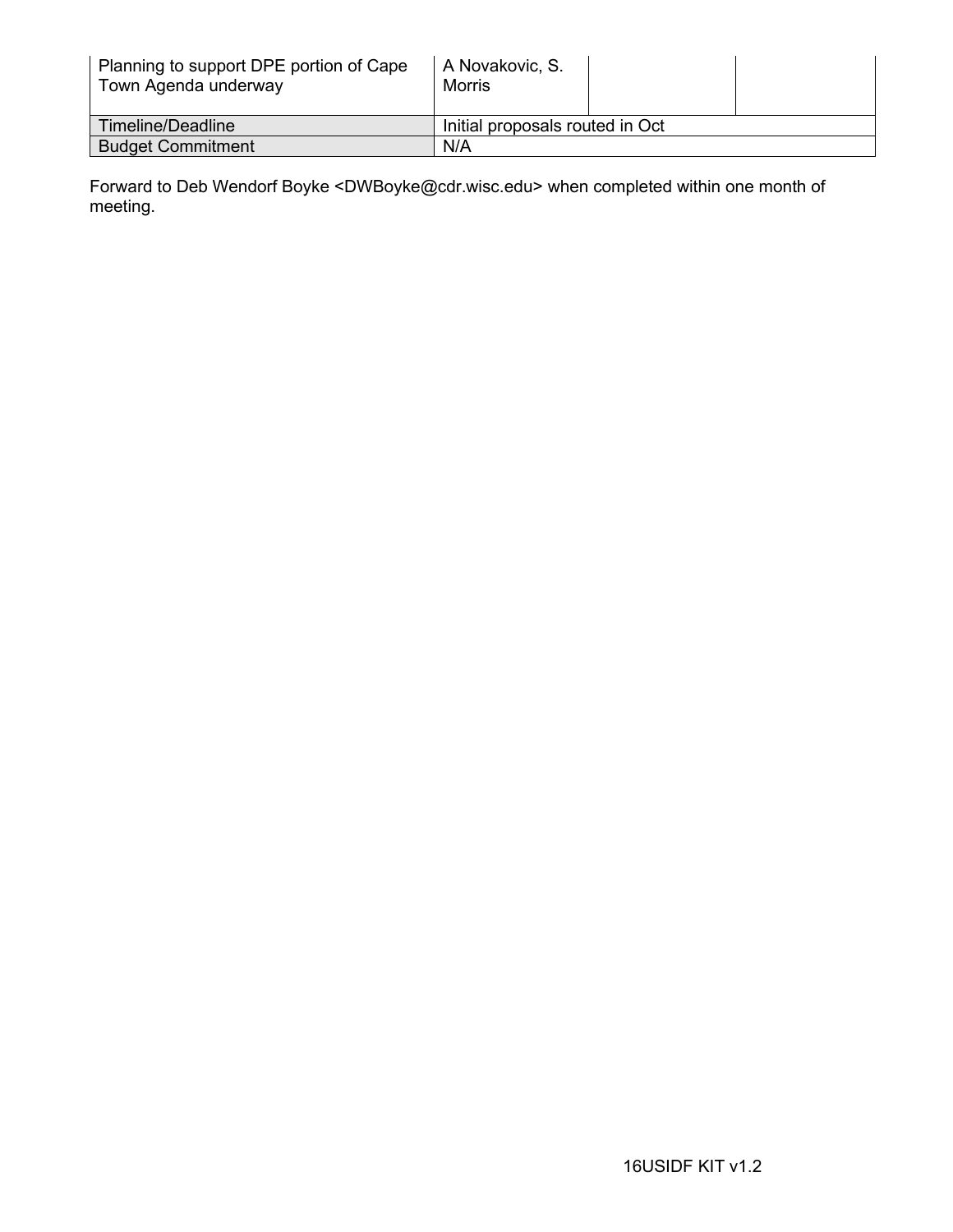| Planning to support DPE portion of Cape Town Agenda underway | A Novakovic, S. Morris | | |
|---|---|---|---|
| Timeline/Deadline | Initial proposals routed in Oct | | |
| Budget Commitment | N/A | | |

Forward to Deb Wendorf Boyke <DWBoyke@cdr.wisc.edu> when completed within one month of meeting.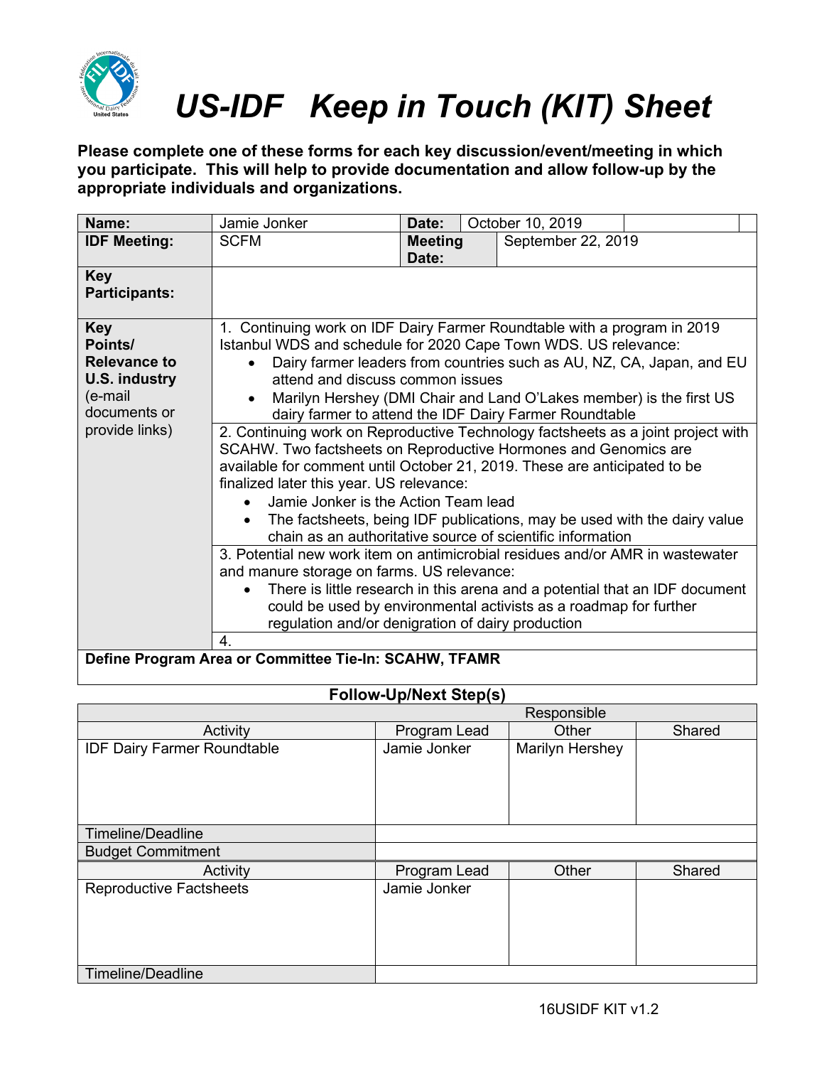# US-IDF Keep in Touch (KIT) Sheet

**Please complete one of these forms for each key discussion/event/meeting in which you participate. This will help to provide documentation and allow follow-up by the appropriate individuals and organizations.**

| | | | |
|---|---|---|---|
| **Name:** | Jamie Jonker | **Date:** | October 10, 2019 |
| **IDF Meeting:** | SCFM | **Meeting Date:** | September 22, 2019 |
| **Key Participants:** | | | |

**Key Points/ Relevance to U.S. industry** (e-mail documents or provide links)

1. Continuing work on IDF Dairy Farmer Roundtable with a program in 2019 Istanbul WDS and schedule for 2020 Cape Town WDS. US relevance:
   - Dairy farmer leaders from countries such as AU, NZ, CA, Japan, and EU attend and discuss common issues
   - Marilyn Hershey (DMI Chair and Land O'Lakes member) is the first US dairy farmer to attend the IDF Dairy Farmer Roundtable

2. Continuing work on Reproductive Technology factsheets as a joint project with SCAHW. Two factsheets on Reproductive Hormones and Genomics are available for comment until October 21, 2019. These are anticipated to be finalized later this year. US relevance:
   - Jamie Jonker is the Action Team lead
   - The factsheets, being IDF publications, may be used with the dairy value chain as an authoritative source of scientific information

3. Potential new work item on antimicrobial residues and/or AMR in wastewater and manure storage on farms. US relevance:
   - There is little research in this arena and a potential that an IDF document could be used by environmental activists as a roadmap for further regulation and/or denigration of dairy production

4.

**Define Program Area or Committee Tie-In: SCAHW, TFAMR**

## Follow-Up/Next Step(s)

| | Responsible | | |
|---|---|---|---|
| Activity | Program Lead | Other | Shared |
| IDF Dairy Farmer Roundtable | Jamie Jonker | Marilyn Hershey | |
| Timeline/Deadline | | | |
| Budget Commitment | | | |
| Activity | Program Lead | Other | Shared |
| Reproductive Factsheets | Jamie Jonker | | |
| Timeline/Deadline | | | |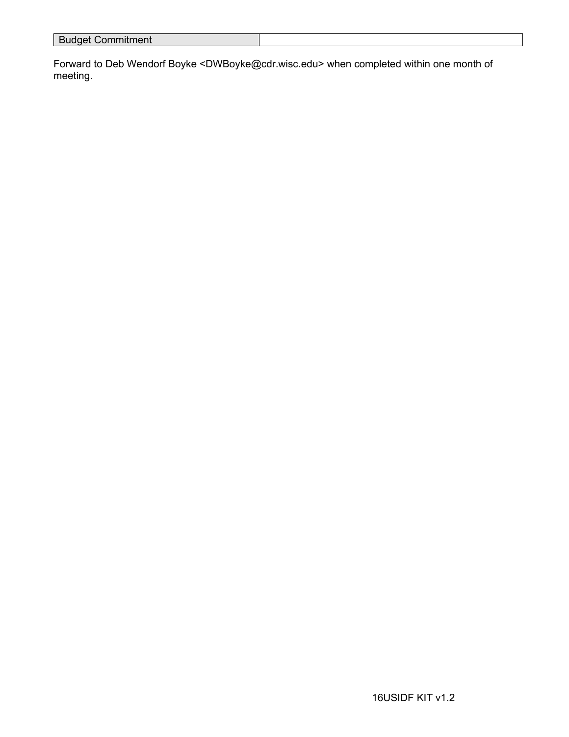| Budget Commitment | |
| --- | --- |

Forward to Deb Wendorf Boyke <DWBoyke@cdr.wisc.edu> when completed within one month of meeting.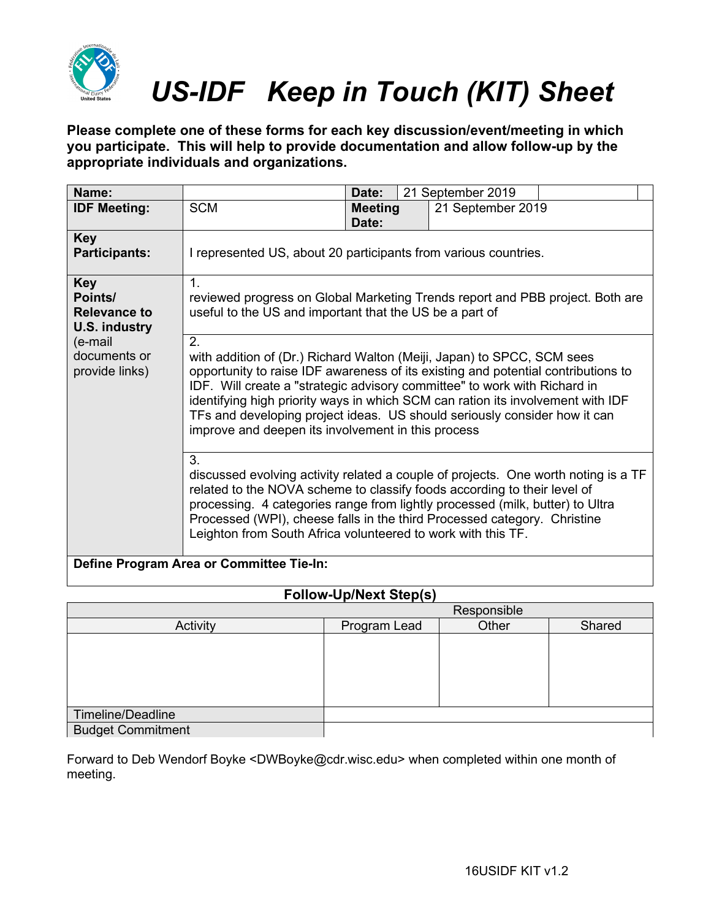# US-IDF Keep in Touch (KIT) Sheet

**Please complete one of these forms for each key discussion/event/meeting in which you participate. This will help to provide documentation and allow follow-up by the appropriate individuals and organizations.**

| | | | | |
|---|---|---|---|---|
| **Name:** | | **Date:** | 21 September 2019 | |
| **IDF Meeting:** | SCM | **Meeting Date:** | 21 September 2019 | |
| **Key Participants:** | I represented US, about 20 participants from various countries. | | | |
| **Key Points/ Relevance to U.S. industry** (e-mail documents or provide links) | 1. reviewed progress on Global Marketing Trends report and PBB project. Both are useful to the US and important that the US be a part of | | | |
| | 2. with addition of (Dr.) Richard Walton (Meiji, Japan) to SPCC, SCM sees opportunity to raise IDF awareness of its existing and potential contributions to IDF. Will create a "strategic advisory committee" to work with Richard in identifying high priority ways in which SCM can ration its involvement with IDF TFs and developing project ideas. US should seriously consider how it can improve and deepen its involvement in this process | | | |
| | 3. discussed evolving activity related a couple of projects. One worth noting is a TF related to the NOVA scheme to classify foods according to their level of processing. 4 categories range from lightly processed (milk, butter) to Ultra Processed (WPI), cheese falls in the third Processed category. Christine Leighton from South Africa volunteered to work with this TF. | | | |
| **Define Program Area or Committee Tie-In:** | | | | |

**Follow-Up/Next Step(s)**

| | Responsible | | |
|---|---|---|---|
| Activity | Program Lead | Other | Shared |
| | | | |
| Timeline/Deadline | | | |
| Budget Commitment | | | |

Forward to Deb Wendorf Boyke <DWBoyke@cdr.wisc.edu> when completed within one month of meeting.

16USIDF KIT v1.2